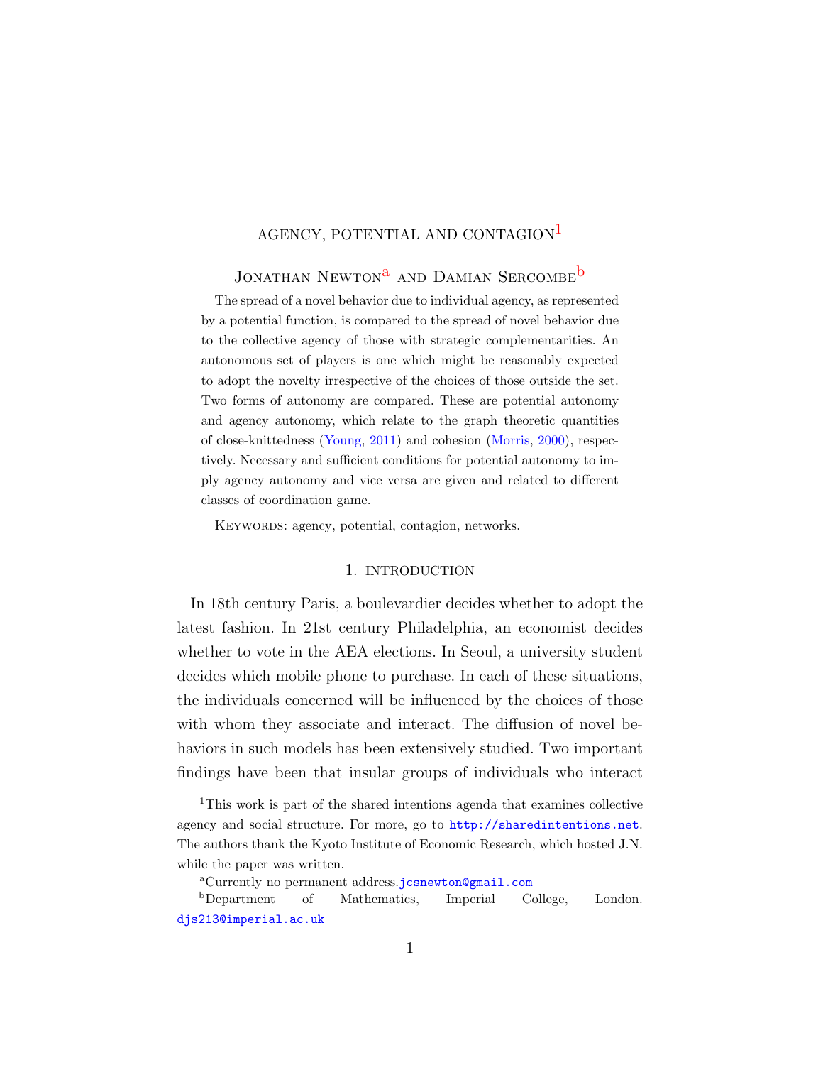# AGENCY, POTENTIAL AND CONTAGION[1]

## Jonathan Newton[a] and Damian Sercombe[b]

The spread of a novel behavior due to individual agency, as represented by a potential function, is compared to the spread of novel behavior due to the collective agency of those with strategic complementarities. An autonomous set of players is one which might be reasonably expected to adopt the novelty irrespective of the choices of those outside the set. Two forms of autonomy are compared. These are potential autonomy and agency autonomy, which relate to the graph theoretic quantities of close-knittedness (Young, 2011) and cohesion (Morris, 2000), respectively. Necessary and sufficient conditions for potential autonomy to imply agency autonomy and vice versa are given and related to different classes of coordination game.

Keywords: agency, potential, contagion, networks.

## 1. INTRODUCTION

In 18th century Paris, a boulevardier decides whether to adopt the latest fashion. In 21st century Philadelphia, an economist decides whether to vote in the AEA elections. In Seoul, a university student decides which mobile phone to purchase. In each of these situations, the individuals concerned will be influenced by the choices of those with whom they associate and interact. The diffusion of novel behaviors in such models has been extensively studied. Two important findings have been that insular groups of individuals who interact

---

[1] This work is part of the shared intentions agenda that examines collective agency and social structure. For more, go to http://sharedintentions.net. The authors thank the Kyoto Institute of Economic Research, which hosted J.N. while the paper was written.

[a] Currently no permanent address. jcsnewton@gmail.com

[b] Department of Mathematics, Imperial College, London. djs213@imperial.ac.uk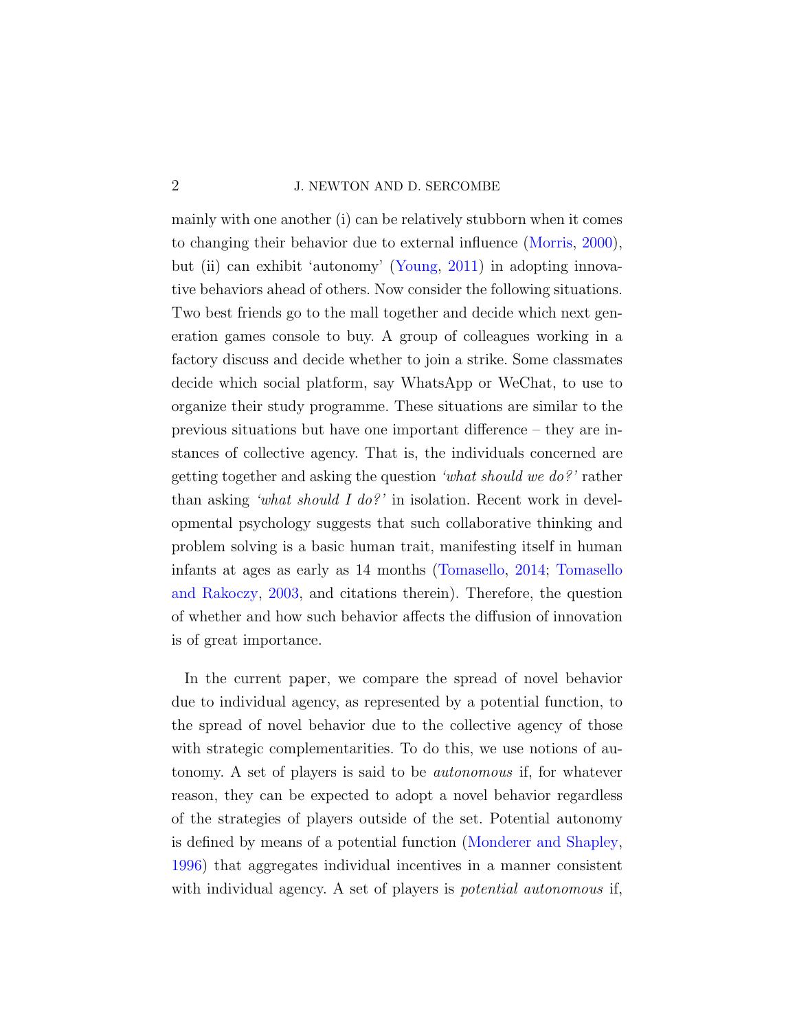mainly with one another (i) can be relatively stubborn when it comes to changing their behavior due to external influence (Morris, 2000), but (ii) can exhibit 'autonomy' (Young, 2011) in adopting innovative behaviors ahead of others. Now consider the following situations. Two best friends go to the mall together and decide which next generation games console to buy. A group of colleagues working in a factory discuss and decide whether to join a strike. Some classmates decide which social platform, say WhatsApp or WeChat, to use to organize their study programme. These situations are similar to the previous situations but have one important difference – they are instances of collective agency. That is, the individuals concerned are getting together and asking the question *'what should we do?'* rather than asking *'what should I do?'* in isolation. Recent work in developmental psychology suggests that such collaborative thinking and problem solving is a basic human trait, manifesting itself in human infants at ages as early as 14 months (Tomasello, 2014; Tomasello and Rakoczy, 2003, and citations therein). Therefore, the question of whether and how such behavior affects the diffusion of innovation is of great importance.

In the current paper, we compare the spread of novel behavior due to individual agency, as represented by a potential function, to the spread of novel behavior due to the collective agency of those with strategic complementarities. To do this, we use notions of autonomy. A set of players is said to be *autonomous* if, for whatever reason, they can be expected to adopt a novel behavior regardless of the strategies of players outside of the set. Potential autonomy is defined by means of a potential function (Monderer and Shapley, 1996) that aggregates individual incentives in a manner consistent with individual agency. A set of players is *potential autonomous* if,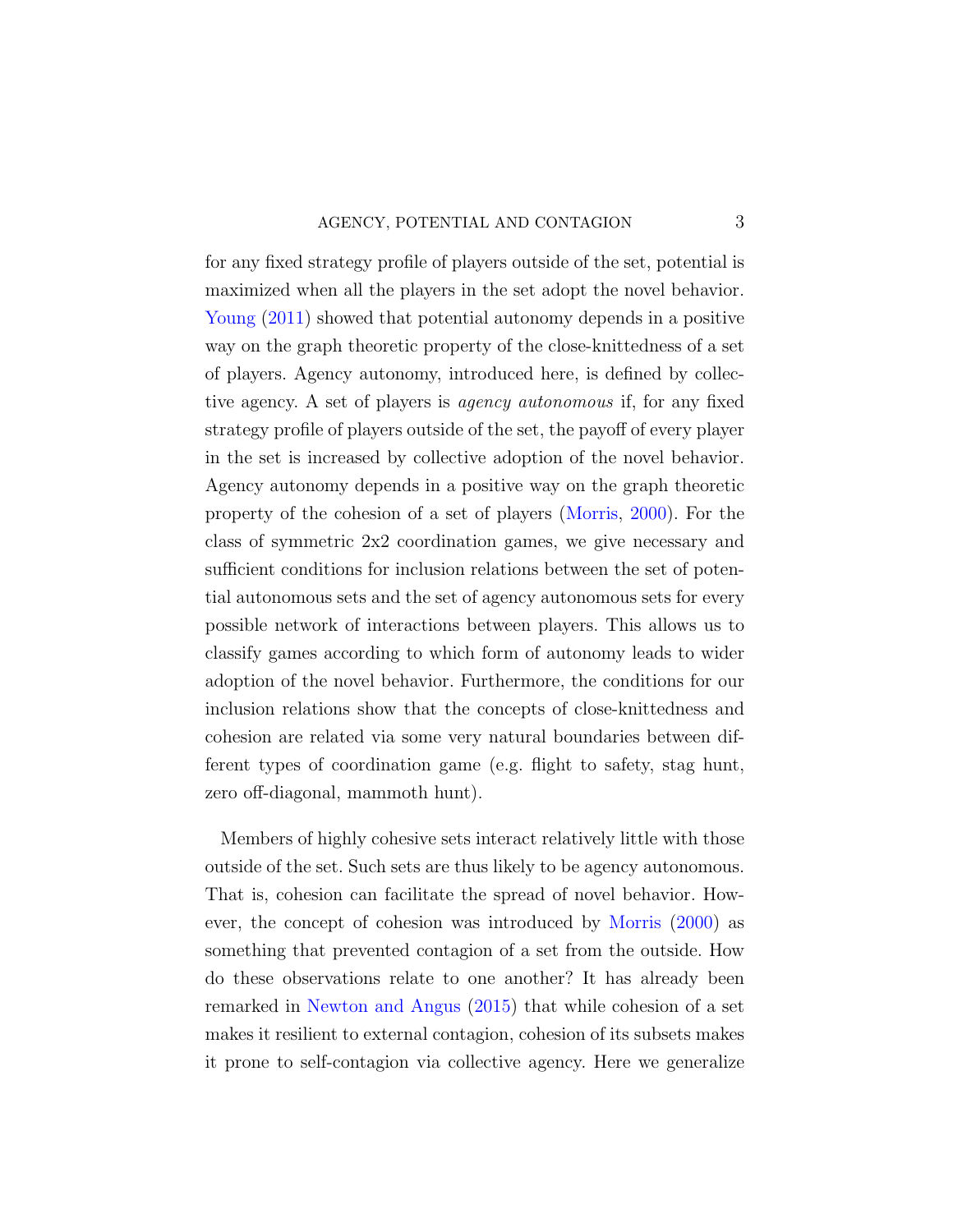for any fixed strategy profile of players outside of the set, potential is maximized when all the players in the set adopt the novel behavior. Young (2011) showed that potential autonomy depends in a positive way on the graph theoretic property of the close-knittedness of a set of players. Agency autonomy, introduced here, is defined by collective agency. A set of players is *agency autonomous* if, for any fixed strategy profile of players outside of the set, the payoff of every player in the set is increased by collective adoption of the novel behavior. Agency autonomy depends in a positive way on the graph theoretic property of the cohesion of a set of players (Morris, 2000). For the class of symmetric 2x2 coordination games, we give necessary and sufficient conditions for inclusion relations between the set of potential autonomous sets and the set of agency autonomous sets for every possible network of interactions between players. This allows us to classify games according to which form of autonomy leads to wider adoption of the novel behavior. Furthermore, the conditions for our inclusion relations show that the concepts of close-knittedness and cohesion are related via some very natural boundaries between different types of coordination game (e.g. flight to safety, stag hunt, zero off-diagonal, mammoth hunt).

Members of highly cohesive sets interact relatively little with those outside of the set. Such sets are thus likely to be agency autonomous. That is, cohesion can facilitate the spread of novel behavior. However, the concept of cohesion was introduced by Morris (2000) as something that prevented contagion of a set from the outside. How do these observations relate to one another? It has already been remarked in Newton and Angus (2015) that while cohesion of a set makes it resilient to external contagion, cohesion of its subsets makes it prone to self-contagion via collective agency. Here we generalize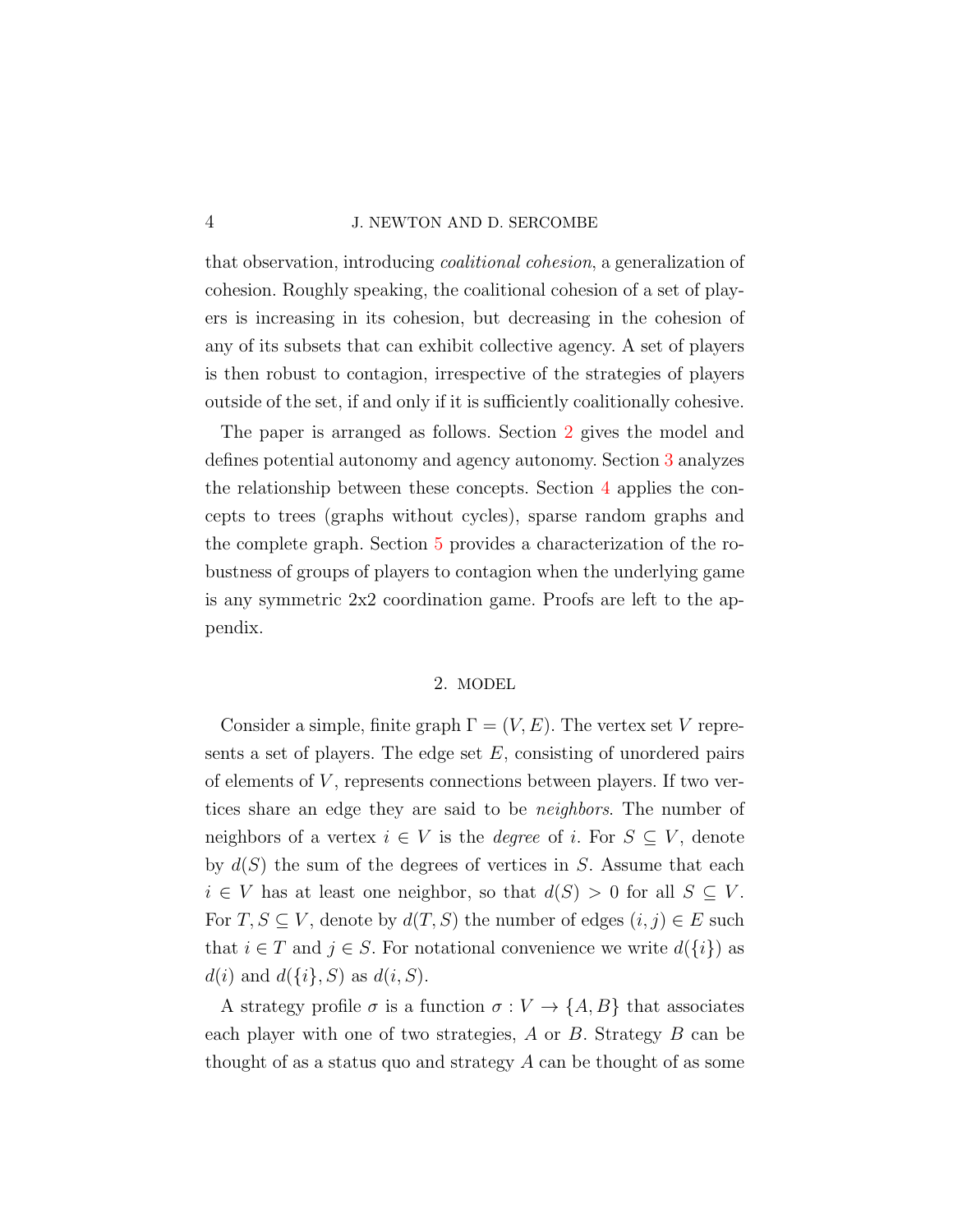that observation, introducing *coalitional cohesion*, a generalization of cohesion. Roughly speaking, the coalitional cohesion of a set of players is increasing in its cohesion, but decreasing in the cohesion of any of its subsets that can exhibit collective agency. A set of players is then robust to contagion, irrespective of the strategies of players outside of the set, if and only if it is sufficiently coalitionally cohesive.

The paper is arranged as follows. Section 2 gives the model and defines potential autonomy and agency autonomy. Section 3 analyzes the relationship between these concepts. Section 4 applies the concepts to trees (graphs without cycles), sparse random graphs and the complete graph. Section 5 provides a characterization of the robustness of groups of players to contagion when the underlying game is any symmetric 2x2 coordination game. Proofs are left to the appendix.

## 2. Model

Consider a simple, finite graph $\Gamma = (V, E)$. The vertex set $V$ represents a set of players. The edge set $E$, consisting of unordered pairs of elements of $V$, represents connections between players. If two vertices share an edge they are said to be *neighbors*. The number of neighbors of a vertex $i \in V$ is the *degree* of $i$. For $S \subseteq V$, denote by $d(S)$ the sum of the degrees of vertices in $S$. Assume that each $i \in V$ has at least one neighbor, so that $d(S) > 0$ for all $S \subseteq V$. For $T, S \subseteq V$, denote by $d(T, S)$ the number of edges $(i, j) \in E$ such that $i \in T$ and $j \in S$. For notational convenience we write $d(\{i\})$ as $d(i)$ and $d(\{i\}, S)$ as $d(i, S)$.

A strategy profile $\sigma$ is a function $\sigma : V \to \{A, B\}$ that associates each player with one of two strategies, $A$ or $B$. Strategy $B$ can be thought of as a status quo and strategy $A$ can be thought of as some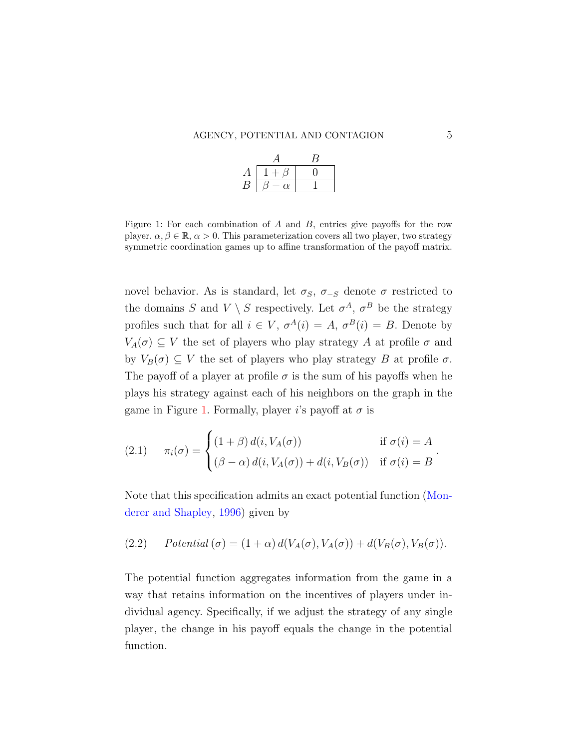| | $A$ | $B$ |
|---|---|---|
| $A$ | $1+\beta$ | $0$ |
| $B$ | $\beta-\alpha$ | $1$ |

Figure 1: For each combination of $A$ and $B$, entries give payoffs for the row player. $\alpha, \beta \in \mathbb{R}$, $\alpha > 0$. This parameterization covers all two player, two strategy symmetric coordination games up to affine transformation of the payoff matrix.

novel behavior. As is standard, let $\sigma_S$, $\sigma_{-S}$ denote $\sigma$ restricted to the domains $S$ and $V \setminus S$ respectively. Let $\sigma^A$, $\sigma^B$ be the strategy profiles such that for all $i \in V$, $\sigma^A(i) = A$, $\sigma^B(i) = B$. Denote by $V_A(\sigma) \subseteq V$ the set of players who play strategy $A$ at profile $\sigma$ and by $V_B(\sigma) \subseteq V$ the set of players who play strategy $B$ at profile $\sigma$. The payoff of a player at profile $\sigma$ is the sum of his payoffs when he plays his strategy against each of his neighbors on the graph in the game in Figure 1. Formally, player $i$'s payoff at $\sigma$ is

$$\pi_i(\sigma) = \begin{cases} (1+\beta)\, d(i, V_A(\sigma)) & \text{if } \sigma(i) = A \\ (\beta - \alpha)\, d(i, V_A(\sigma)) + d(i, V_B(\sigma)) & \text{if } \sigma(i) = B \end{cases}. \tag{2.1}$$

Note that this specification admits an exact potential function (Monderer and Shapley, 1996) given by

$$\textit{Potential}\,(\sigma) = (1+\alpha)\, d(V_A(\sigma), V_A(\sigma)) + d(V_B(\sigma), V_B(\sigma)). \tag{2.2}$$

The potential function aggregates information from the game in a way that retains information on the incentives of players under individual agency. Specifically, if we adjust the strategy of any single player, the change in his payoff equals the change in the potential function.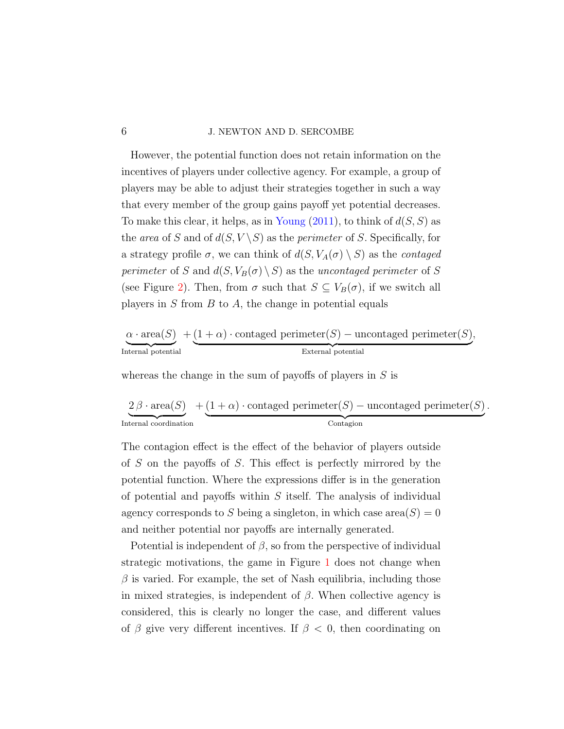However, the potential function does not retain information on the incentives of players under collective agency. For example, a group of players may be able to adjust their strategies together in such a way that every member of the group gains payoff yet potential decreases. To make this clear, it helps, as in Young (2011), to think of $d(S,S)$ as the *area* of $S$ and of $d(S, V \setminus S)$ as the *perimeter* of $S$. Specifically, for a strategy profile $\sigma$, we can think of $d(S, V_A(\sigma) \setminus S)$ as the *contaged perimeter* of $S$ and $d(S, V_B(\sigma) \setminus S)$ as the *uncontaged perimeter* of $S$ (see Figure 2). Then, from $\sigma$ such that $S \subseteq V_B(\sigma)$, if we switch all players in $S$ from $B$ to $A$, the change in potential equals

$$\underbrace{\alpha \cdot \text{area}(S)}_{\text{Internal potential}} + \underbrace{(1+\alpha) \cdot \text{contaged perimeter}(S) - \text{uncontaged perimeter}(S)}_{\text{External potential}},$$

whereas the change in the sum of payoffs of players in $S$ is

$$\underbrace{2\,\beta \cdot \text{area}(S)}_{\text{Internal coordination}} + \underbrace{(1+\alpha) \cdot \text{contaged perimeter}(S) - \text{uncontaged perimeter}(S)}_{\text{Contagion}}.$$

The contagion effect is the effect of the behavior of players outside of $S$ on the payoffs of $S$. This effect is perfectly mirrored by the potential function. Where the expressions differ is in the generation of potential and payoffs within $S$ itself. The analysis of individual agency corresponds to $S$ being a singleton, in which case $\text{area}(S) = 0$ and neither potential nor payoffs are internally generated.

Potential is independent of $\beta$, so from the perspective of individual strategic motivations, the game in Figure 1 does not change when $\beta$ is varied. For example, the set of Nash equilibria, including those in mixed strategies, is independent of $\beta$. When collective agency is considered, this is clearly no longer the case, and different values of $\beta$ give very different incentives. If $\beta < 0$, then coordinating on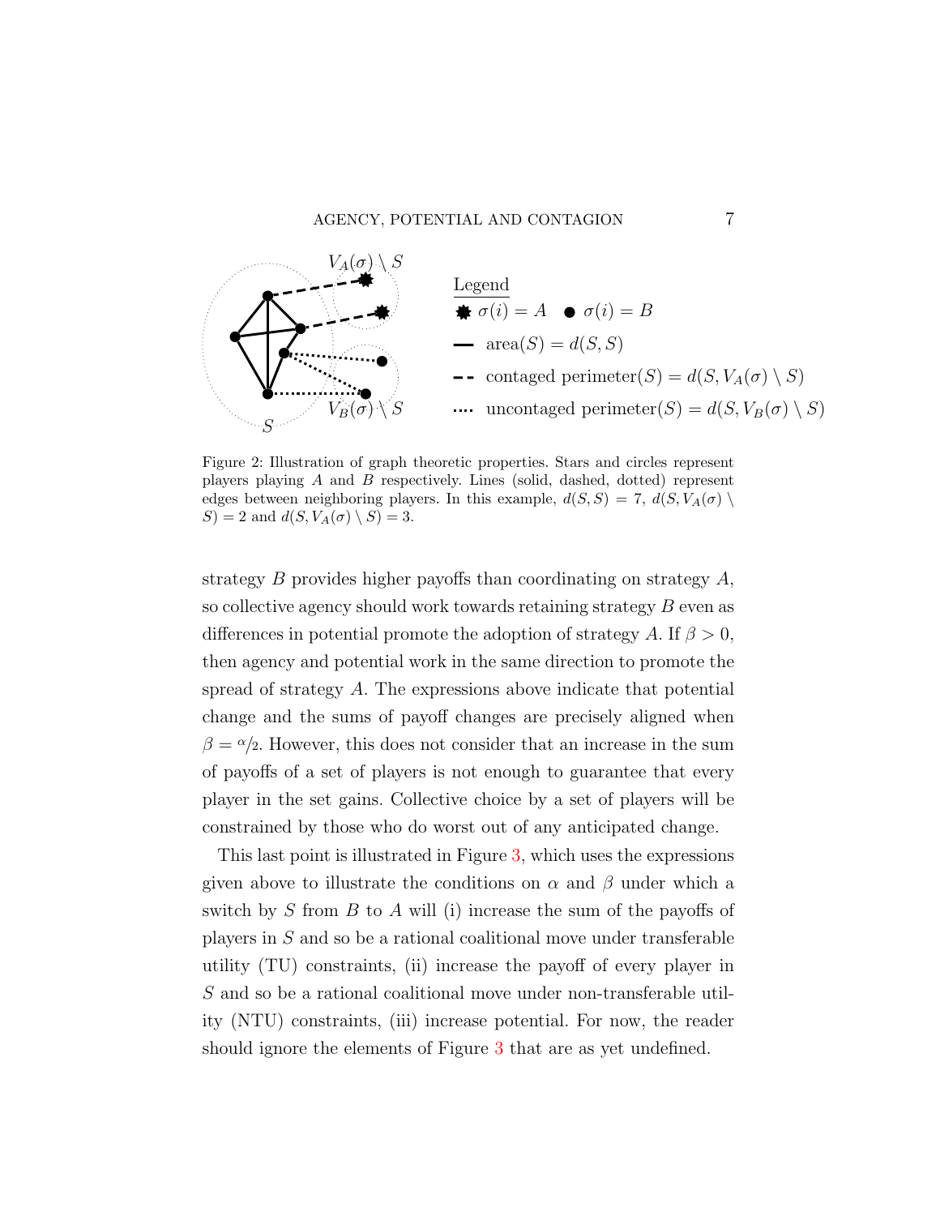Figure 2: Illustration of graph theoretic properties. Stars and circles represent players playing $A$ and $B$ respectively. Lines (solid, dashed, dotted) represent edges between neighboring players. In this example, $d(S, S) = 7$, $d(S, V_A(\sigma) \setminus S) = 2$ and $d(S, V_A(\sigma) \setminus S) = 3$.

strategy $B$ provides higher payoffs than coordinating on strategy $A$, so collective agency should work towards retaining strategy $B$ even as differences in potential promote the adoption of strategy $A$. If $\beta > 0$, then agency and potential work in the same direction to promote the spread of strategy $A$. The expressions above indicate that potential change and the sums of payoff changes are precisely aligned when $\beta = {}^{\alpha}\!/_{2}$. However, this does not consider that an increase in the sum of payoffs of a set of players is not enough to guarantee that every player in the set gains. Collective choice by a set of players will be constrained by those who do worst out of any anticipated change.

This last point is illustrated in Figure 3, which uses the expressions given above to illustrate the conditions on $\alpha$ and $\beta$ under which a switch by $S$ from $B$ to $A$ will (i) increase the sum of the payoffs of players in $S$ and so be a rational coalitional move under transferable utility (TU) constraints, (ii) increase the payoff of every player in $S$ and so be a rational coalitional move under non-transferable utility (NTU) constraints, (iii) increase potential. For now, the reader should ignore the elements of Figure 3 that are as yet undefined.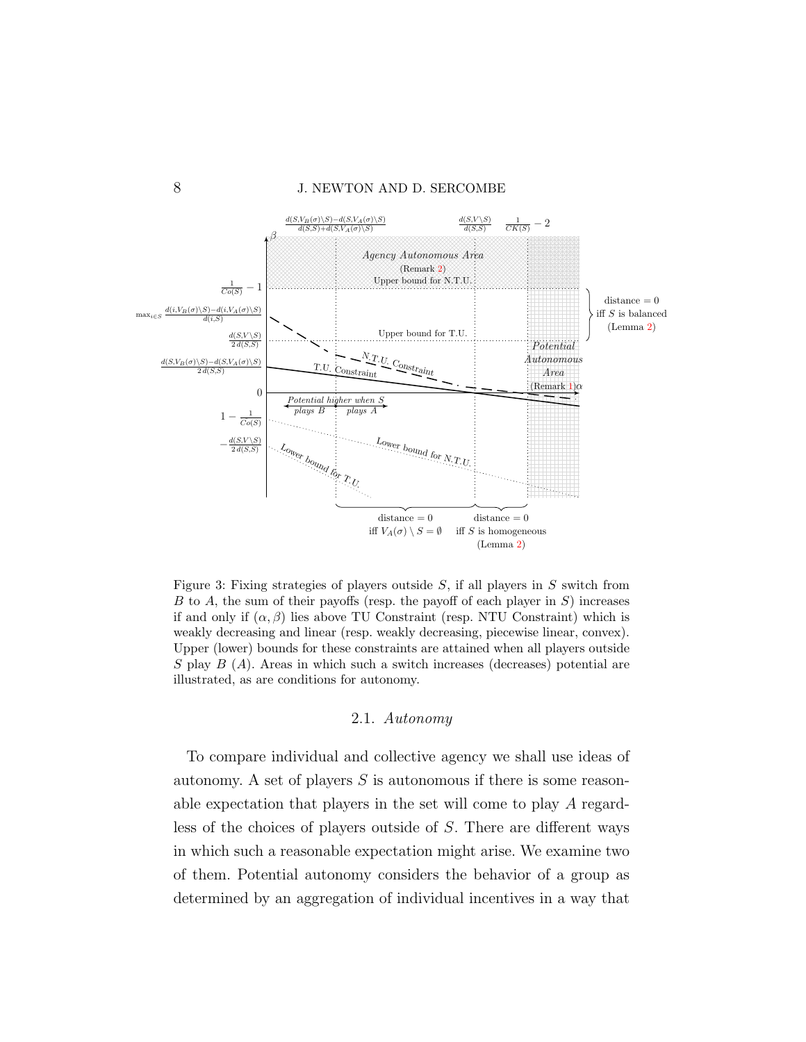Figure 3: Fixing strategies of players outside $S$, if all players in $S$ switch from $B$ to $A$, the sum of their payoffs (resp. the payoff of each player in $S$) increases if and only if $(\alpha, \beta)$ lies above TU Constraint (resp. NTU Constraint) which is weakly decreasing and linear (resp. weakly decreasing, piecewise linear, convex). Upper (lower) bounds for these constraints are attained when all players outside $S$ play $B$ ($A$). Areas in which such a switch increases (decreases) potential are illustrated, as are conditions for autonomy.

### 2.1. *Autonomy*

To compare individual and collective agency we shall use ideas of autonomy. A set of players $S$ is autonomous if there is some reasonable expectation that players in the set will come to play $A$ regardless of the choices of players outside of $S$. There are different ways in which such a reasonable expectation might arise. We examine two of them. Potential autonomy considers the behavior of a group as determined by an aggregation of individual incentives in a way that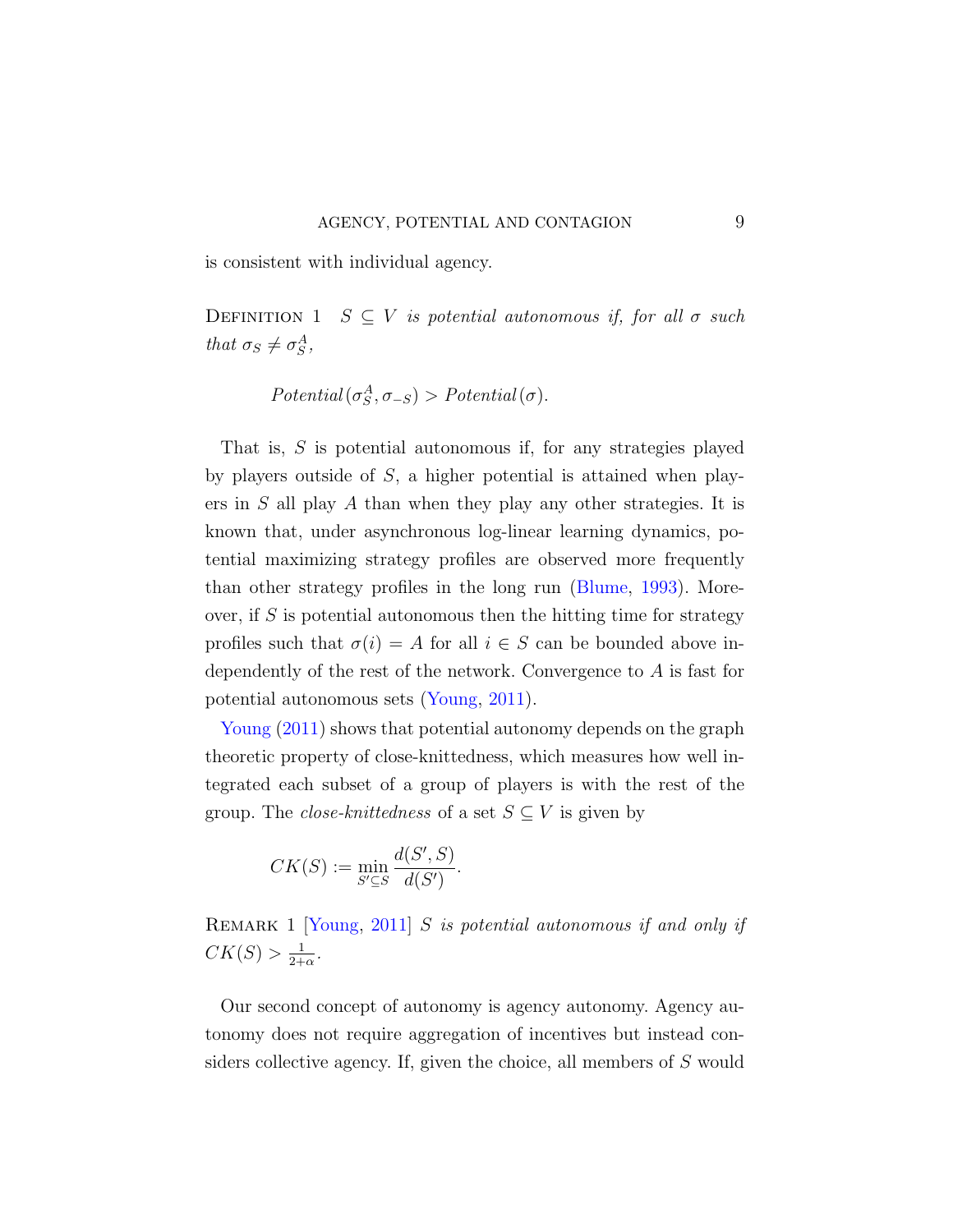is consistent with individual agency.

Definition 1 *$S \subseteq V$ is potential autonomous if, for all $\sigma$ such that $\sigma_S \neq \sigma_S^A$,*

$$\textit{Potential}(\sigma_S^A, \sigma_{-S}) > \textit{Potential}(\sigma).$$

That is, $S$ is potential autonomous if, for any strategies played by players outside of $S$, a higher potential is attained when players in $S$ all play $A$ than when they play any other strategies. It is known that, under asynchronous log-linear learning dynamics, potential maximizing strategy profiles are observed more frequently than other strategy profiles in the long run (Blume, 1993). Moreover, if $S$ is potential autonomous then the hitting time for strategy profiles such that $\sigma(i) = A$ for all $i \in S$ can be bounded above independently of the rest of the network. Convergence to $A$ is fast for potential autonomous sets (Young, 2011).

Young (2011) shows that potential autonomy depends on the graph theoretic property of close-knittedness, which measures how well integrated each subset of a group of players is with the rest of the group. The *close-knittedness* of a set $S \subseteq V$ is given by

$$CK(S) := \min_{S' \subseteq S} \frac{d(S', S)}{d(S')}.$$

Remark 1 [Young, 2011] *$S$ is potential autonomous if and only if $CK(S) > \frac{1}{2+\alpha}$.*

Our second concept of autonomy is agency autonomy. Agency autonomy does not require aggregation of incentives but instead considers collective agency. If, given the choice, all members of $S$ would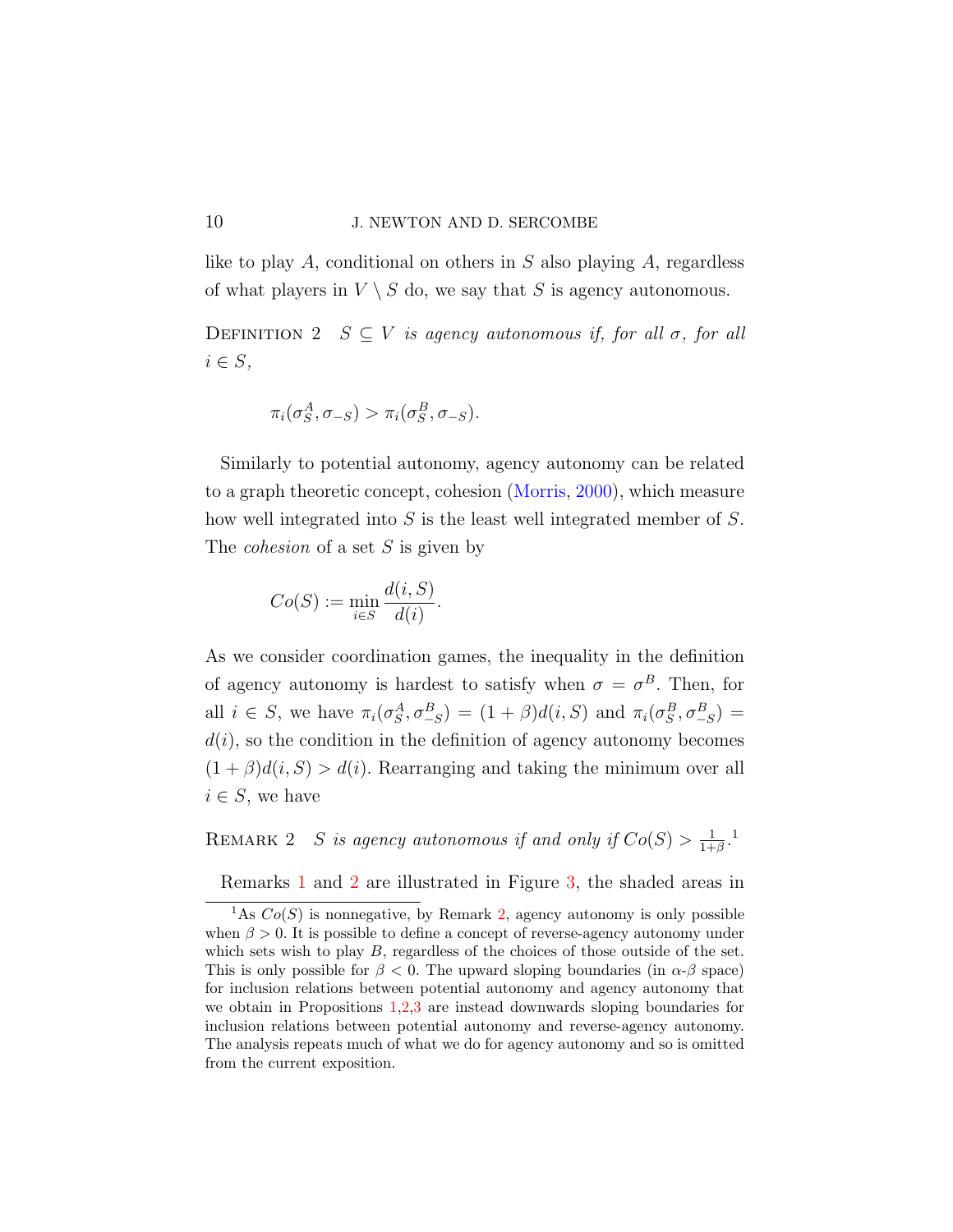like to play $A$, conditional on others in $S$ also playing $A$, regardless of what players in $V \setminus S$ do, we say that $S$ is agency autonomous.

Definition 2 *$S \subseteq V$ is agency autonomous if, for all $\sigma$, for all $i \in S$,*

$$\pi_i(\sigma_S^A, \sigma_{-S}) > \pi_i(\sigma_S^B, \sigma_{-S}).$$

Similarly to potential autonomy, agency autonomy can be related to a graph theoretic concept, cohesion (Morris, 2000), which measure how well integrated into $S$ is the least well integrated member of $S$. The *cohesion* of a set $S$ is given by

$$Co(S) := \min_{i \in S} \frac{d(i,S)}{d(i)}.$$

As we consider coordination games, the inequality in the definition of agency autonomy is hardest to satisfy when $\sigma = \sigma^B$. Then, for all $i \in S$, we have $\pi_i(\sigma_S^A, \sigma_{-S}^B) = (1+\beta)d(i,S)$ and $\pi_i(\sigma_S^B, \sigma_{-S}^B) = d(i)$, so the condition in the definition of agency autonomy becomes $(1+\beta)d(i,S) > d(i)$. Rearranging and taking the minimum over all $i \in S$, we have

Remark 2 *$S$ is agency autonomous if and only if $Co(S) > \frac{1}{1+\beta}$.*[1]

Remarks 1 and 2 are illustrated in Figure 3, the shaded areas in

[1] As $Co(S)$ is nonnegative, by Remark 2, agency autonomy is only possible when $\beta > 0$. It is possible to define a concept of reverse-agency autonomy under which sets wish to play $B$, regardless of the choices of those outside of the set. This is only possible for $\beta < 0$. The upward sloping boundaries (in $\alpha$-$\beta$ space) for inclusion relations between potential autonomy and agency autonomy that we obtain in Propositions 1,2,3 are instead downwards sloping boundaries for inclusion relations between potential autonomy and reverse-agency autonomy. The analysis repeats much of what we do for agency autonomy and so is omitted from the current exposition.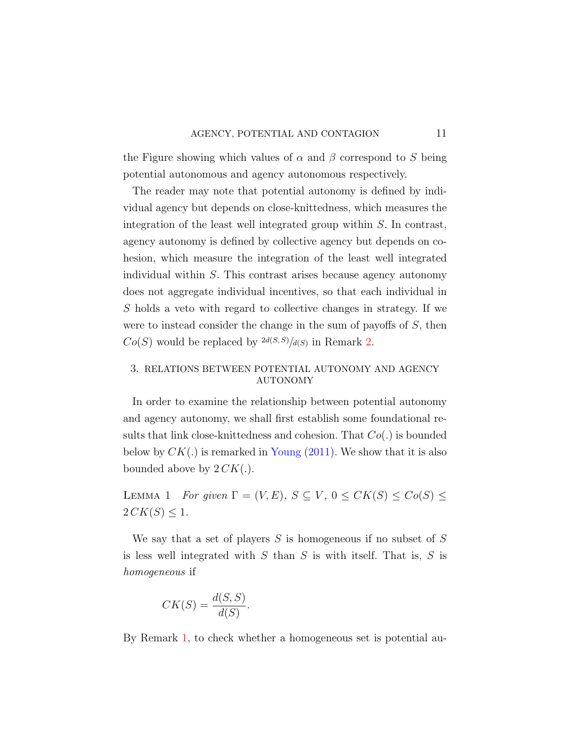the Figure showing which values of $\alpha$ and $\beta$ correspond to $S$ being potential autonomous and agency autonomous respectively.

The reader may note that potential autonomy is defined by individual agency but depends on close-knittedness, which measures the integration of the least well integrated group within $S$. In contrast, agency autonomy is defined by collective agency but depends on cohesion, which measure the integration of the least well integrated individual within $S$. This contrast arises because agency autonomy does not aggregate individual incentives, so that each individual in $S$ holds a veto with regard to collective changes in strategy. If we were to instead consider the change in the sum of payoffs of $S$, then $Co(S)$ would be replaced by ${}^{2d(S,S)}/_{d(S)}$ in Remark 2.

## 3. Relations between potential autonomy and agency autonomy

In order to examine the relationship between potential autonomy and agency autonomy, we shall first establish some foundational results that link close-knittedness and cohesion. That $Co(.)$ is bounded below by $CK(.)$ is remarked in Young (2011). We show that it is also bounded above by $2\,CK(.)$.

Lemma 1 *For given* $\Gamma = (V, E)$*,* $S \subseteq V$*,* $0 \leq CK(S) \leq Co(S) \leq 2\,CK(S) \leq 1$*.*

We say that a set of players $S$ is homogeneous if no subset of $S$ is less well integrated with $S$ than $S$ is with itself. That is, $S$ is *homogeneous* if

$$CK(S) = \frac{d(S, S)}{d(S)}.$$

By Remark 1, to check whether a homogeneous set is potential au-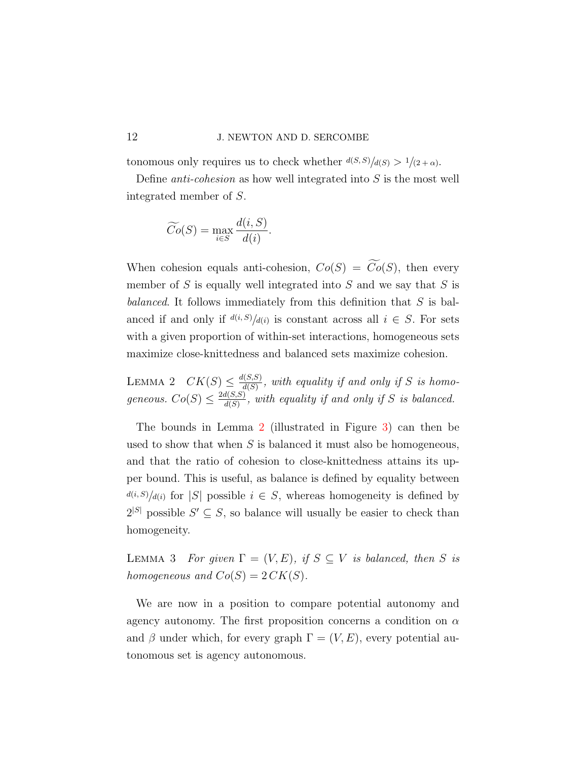tonomous only requires us to check whether ${d(S,S)}/{d(S)} > {1}/{(2+\alpha)}$.

Define *anti-cohesion* as how well integrated into $S$ is the most well integrated member of $S$.

$$\widetilde{Co}(S) = \max_{i \in S} \frac{d(i,S)}{d(i)}.$$

When cohesion equals anti-cohesion, $Co(S) = \widetilde{Co}(S)$, then every member of $S$ is equally well integrated into $S$ and we say that $S$ is *balanced*. It follows immediately from this definition that $S$ is balanced if and only if ${d(i,S)}/{d(i)}$ is constant across all $i \in S$. For sets with a given proportion of within-set interactions, homogeneous sets maximize close-knittedness and balanced sets maximize cohesion.

LEMMA 2 *$CK(S) \leq \frac{d(S,S)}{d(S)}$, with equality if and only if $S$ is homogeneous. $Co(S) \leq \frac{2d(S,S)}{d(S)}$, with equality if and only if $S$ is balanced.*

The bounds in Lemma 2 (illustrated in Figure 3) can then be used to show that when $S$ is balanced it must also be homogeneous, and that the ratio of cohesion to close-knittedness attains its upper bound. This is useful, as balance is defined by equality between ${d(i,S)}/{d(i)}$ for $|S|$ possible $i \in S$, whereas homogeneity is defined by $2^{|S|}$ possible $S' \subseteq S$, so balance will usually be easier to check than homogeneity.

LEMMA 3 *For given $\Gamma = (V,E)$, if $S \subseteq V$ is balanced, then $S$ is homogeneous and $Co(S) = 2\,CK(S)$.*

We are now in a position to compare potential autonomy and agency autonomy. The first proposition concerns a condition on $\alpha$ and $\beta$ under which, for every graph $\Gamma = (V,E)$, every potential autonomous set is agency autonomous.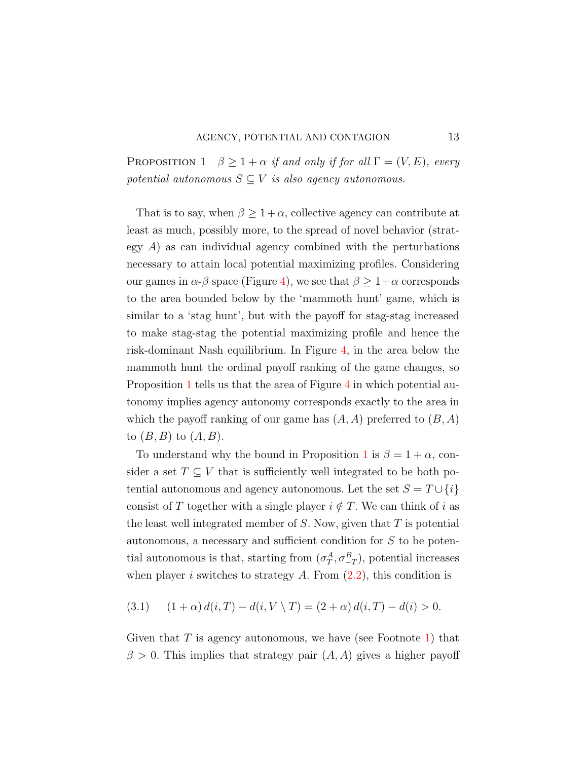Proposition 1 *$\beta \geq 1 + \alpha$ if and only if for all $\Gamma = (V, E)$, every potential autonomous $S \subseteq V$ is also agency autonomous.*

That is to say, when $\beta \geq 1+\alpha$, collective agency can contribute at least as much, possibly more, to the spread of novel behavior (strategy $A$) as can individual agency combined with the perturbations necessary to attain local potential maximizing profiles. Considering our games in $\alpha$-$\beta$ space (Figure 4), we see that $\beta \geq 1+\alpha$ corresponds to the area bounded below by the 'mammoth hunt' game, which is similar to a 'stag hunt', but with the payoff for stag-stag increased to make stag-stag the potential maximizing profile and hence the risk-dominant Nash equilibrium. In Figure 4, in the area below the mammoth hunt the ordinal payoff ranking of the game changes, so Proposition 1 tells us that the area of Figure 4 in which potential autonomy implies agency autonomy corresponds exactly to the area in which the payoff ranking of our game has $(A, A)$ preferred to $(B, A)$ to $(B, B)$ to $(A, B)$.

To understand why the bound in Proposition 1 is $\beta = 1 + \alpha$, consider a set $T \subseteq V$ that is sufficiently well integrated to be both potential autonomous and agency autonomous. Let the set $S = T \cup \{i\}$ consist of $T$ together with a single player $i \notin T$. We can think of $i$ as the least well integrated member of $S$. Now, given that $T$ is potential autonomous, a necessary and sufficient condition for $S$ to be potential autonomous is that, starting from $(\sigma_T^A, \sigma_{-T}^B)$, potential increases when player $i$ switches to strategy $A$. From (2.2), this condition is

$$(1 + \alpha)\, d(i, T) - d(i, V \setminus T) = (2 + \alpha)\, d(i, T) - d(i) > 0. \tag{3.1}$$

Given that $T$ is agency autonomous, we have (see Footnote 1) that $\beta > 0$. This implies that strategy pair $(A, A)$ gives a higher payoff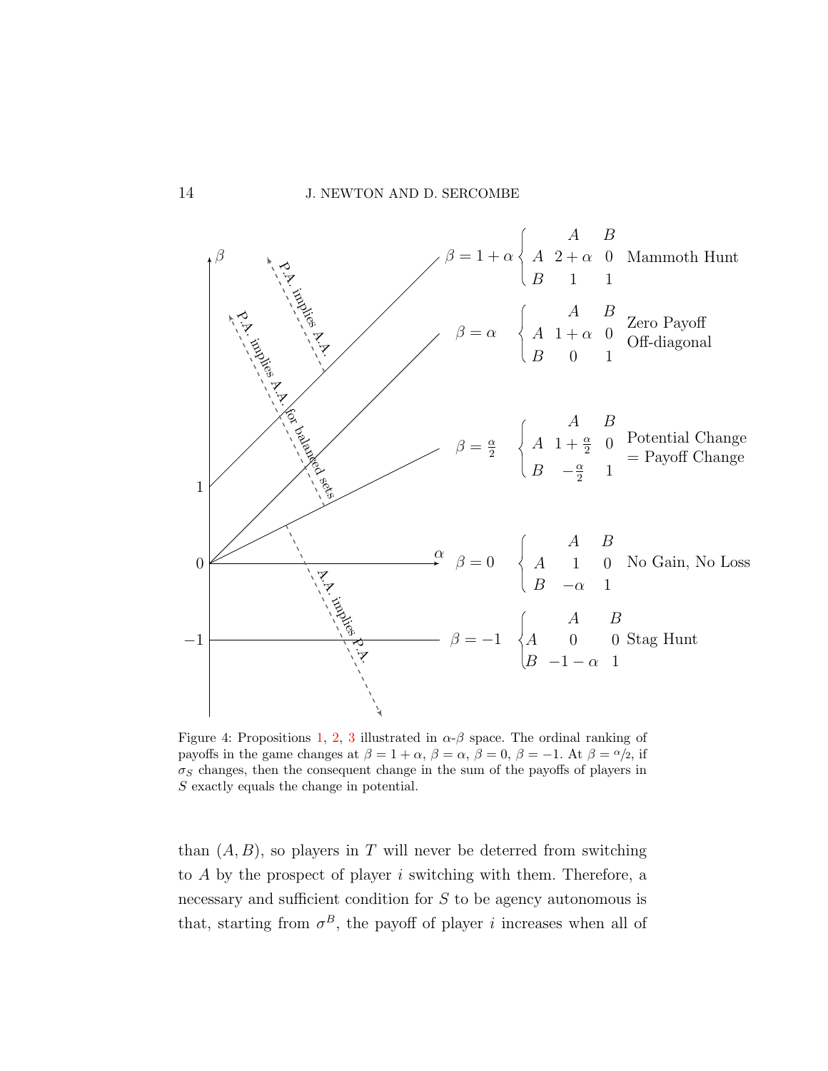Figure 4: Propositions 1, 2, 3 illustrated in $\alpha$-$\beta$ space. The ordinal ranking of payoffs in the game changes at $\beta = 1 + \alpha$, $\beta = \alpha$, $\beta = 0$, $\beta = -1$. At $\beta = \alpha/2$, if $\sigma_S$ changes, then the consequent change in the sum of the payoffs of players in $S$ exactly equals the change in potential.

than $(A, B)$, so players in $T$ will never be deterred from switching to $A$ by the prospect of player $i$ switching with them. Therefore, a necessary and sufficient condition for $S$ to be agency autonomous is that, starting from $\sigma^B$, the payoff of player $i$ increases when all of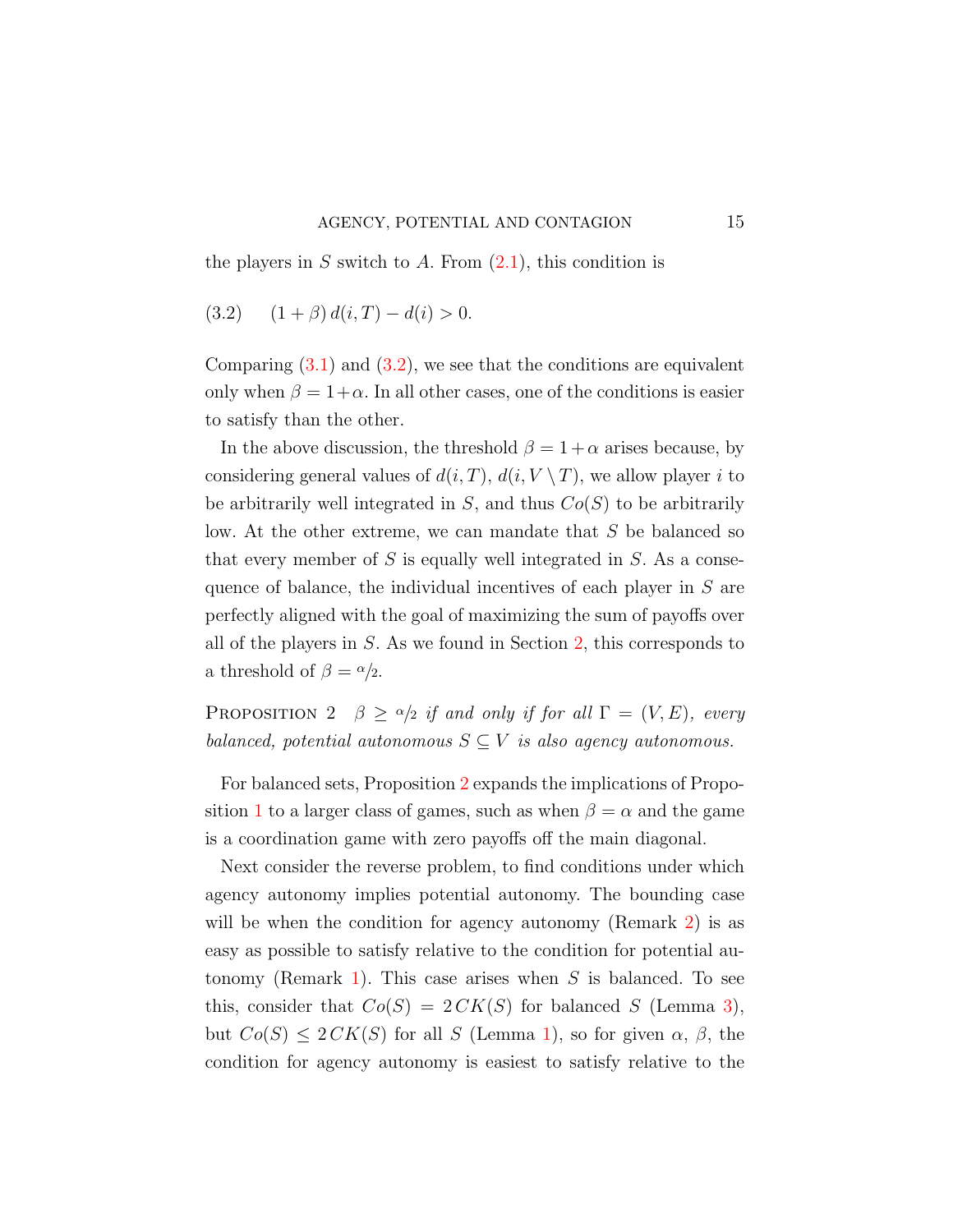the players in $S$ switch to $A$. From (2.1), this condition is

$$(1+\beta)\, d(i,T) - d(i) > 0. \tag{3.2}$$

Comparing (3.1) and (3.2), we see that the conditions are equivalent only when $\beta = 1+\alpha$. In all other cases, one of the conditions is easier to satisfy than the other.

In the above discussion, the threshold $\beta = 1+\alpha$ arises because, by considering general values of $d(i,T)$, $d(i, V\setminus T)$, we allow player $i$ to be arbitrarily well integrated in $S$, and thus $Co(S)$ to be arbitrarily low. At the other extreme, we can mandate that $S$ be balanced so that every member of $S$ is equally well integrated in $S$. As a consequence of balance, the individual incentives of each player in $S$ are perfectly aligned with the goal of maximizing the sum of payoffs over all of the players in $S$. As we found in Section 2, this corresponds to a threshold of $\beta = {}^{\alpha}\!/_{2}$.

Proposition 2 *$\beta \geq {}^{\alpha}\!/_{2}$ if and only if for all $\Gamma = (V,E)$, every balanced, potential autonomous $S \subseteq V$ is also agency autonomous.*

For balanced sets, Proposition 2 expands the implications of Proposition 1 to a larger class of games, such as when $\beta = \alpha$ and the game is a coordination game with zero payoffs off the main diagonal.

Next consider the reverse problem, to find conditions under which agency autonomy implies potential autonomy. The bounding case will be when the condition for agency autonomy (Remark 2) is as easy as possible to satisfy relative to the condition for potential autonomy (Remark 1). This case arises when $S$ is balanced. To see this, consider that $Co(S) = 2\,CK(S)$ for balanced $S$ (Lemma 3), but $Co(S) \leq 2\,CK(S)$ for all $S$ (Lemma 1), so for given $\alpha$, $\beta$, the condition for agency autonomy is easiest to satisfy relative to the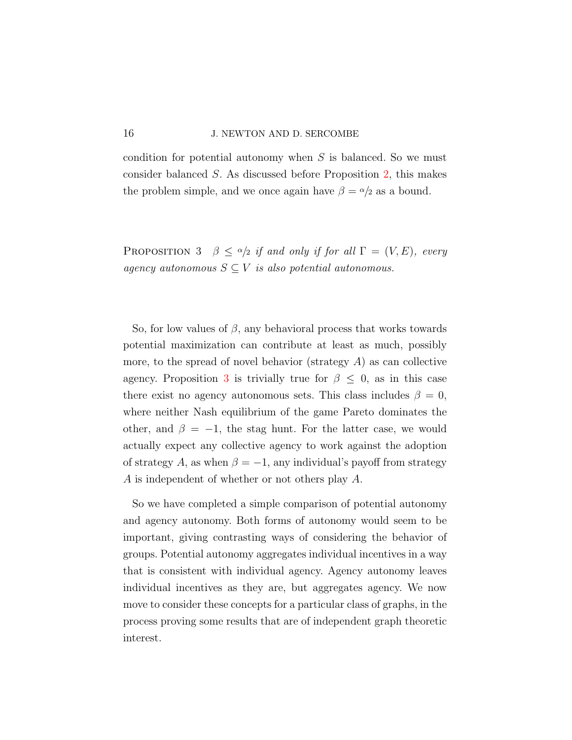condition for potential autonomy when $S$ is balanced. So we must consider balanced $S$. As discussed before Proposition 2, this makes the problem simple, and we once again have $\beta = \alpha/2$ as a bound.

**Proposition 3** *$\beta \leq \alpha/2$ if and only if for all $\Gamma = (V, E)$, every agency autonomous $S \subseteq V$ is also potential autonomous.*

So, for low values of $\beta$, any behavioral process that works towards potential maximization can contribute at least as much, possibly more, to the spread of novel behavior (strategy $A$) as can collective agency. Proposition 3 is trivially true for $\beta \leq 0$, as in this case there exist no agency autonomous sets. This class includes $\beta = 0$, where neither Nash equilibrium of the game Pareto dominates the other, and $\beta = -1$, the stag hunt. For the latter case, we would actually expect any collective agency to work against the adoption of strategy $A$, as when $\beta = -1$, any individual's payoff from strategy $A$ is independent of whether or not others play $A$.

So we have completed a simple comparison of potential autonomy and agency autonomy. Both forms of autonomy would seem to be important, giving contrasting ways of considering the behavior of groups. Potential autonomy aggregates individual incentives in a way that is consistent with individual agency. Agency autonomy leaves individual incentives as they are, but aggregates agency. We now move to consider these concepts for a particular class of graphs, in the process proving some results that are of independent graph theoretic interest.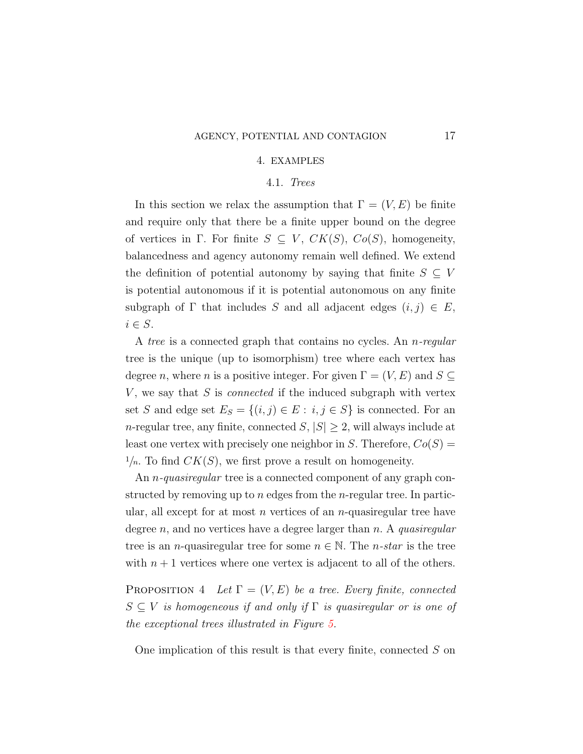## 4. EXAMPLES

### 4.1. *Trees*

In this section we relax the assumption that $\Gamma = (V, E)$ be finite and require only that there be a finite upper bound on the degree of vertices in $\Gamma$. For finite $S \subseteq V$, $CK(S)$, $Co(S)$, homogeneity, balancedness and agency autonomy remain well defined. We extend the definition of potential autonomy by saying that finite $S \subseteq V$ is potential autonomous if it is potential autonomous on any finite subgraph of $\Gamma$ that includes $S$ and all adjacent edges $(i, j) \in E$, $i \in S$.

A *tree* is a connected graph that contains no cycles. An *n-regular* tree is the unique (up to isomorphism) tree where each vertex has degree $n$, where $n$ is a positive integer. For given $\Gamma = (V, E)$ and $S \subseteq V$, we say that $S$ is *connected* if the induced subgraph with vertex set $S$ and edge set $E_S = \{(i, j) \in E : i, j \in S\}$ is connected. For an $n$-regular tree, any finite, connected $S$, $|S| \geq 2$, will always include at least one vertex with precisely one neighbor in $S$. Therefore, $Co(S) = {}^1\!/\!_n$. To find $CK(S)$, we first prove a result on homogeneity.

An *n-quasiregular* tree is a connected component of any graph constructed by removing up to $n$ edges from the $n$-regular tree. In particular, all except for at most $n$ vertices of an $n$-quasiregular tree have degree $n$, and no vertices have a degree larger than $n$. A *quasiregular* tree is an $n$-quasiregular tree for some $n \in \mathbb{N}$. The *n-star* is the tree with $n + 1$ vertices where one vertex is adjacent to all of the others.

Proposition 4 *Let $\Gamma = (V, E)$ be a tree. Every finite, connected $S \subseteq V$ is homogeneous if and only if $\Gamma$ is quasiregular or is one of the exceptional trees illustrated in Figure 5.*

One implication of this result is that every finite, connected $S$ on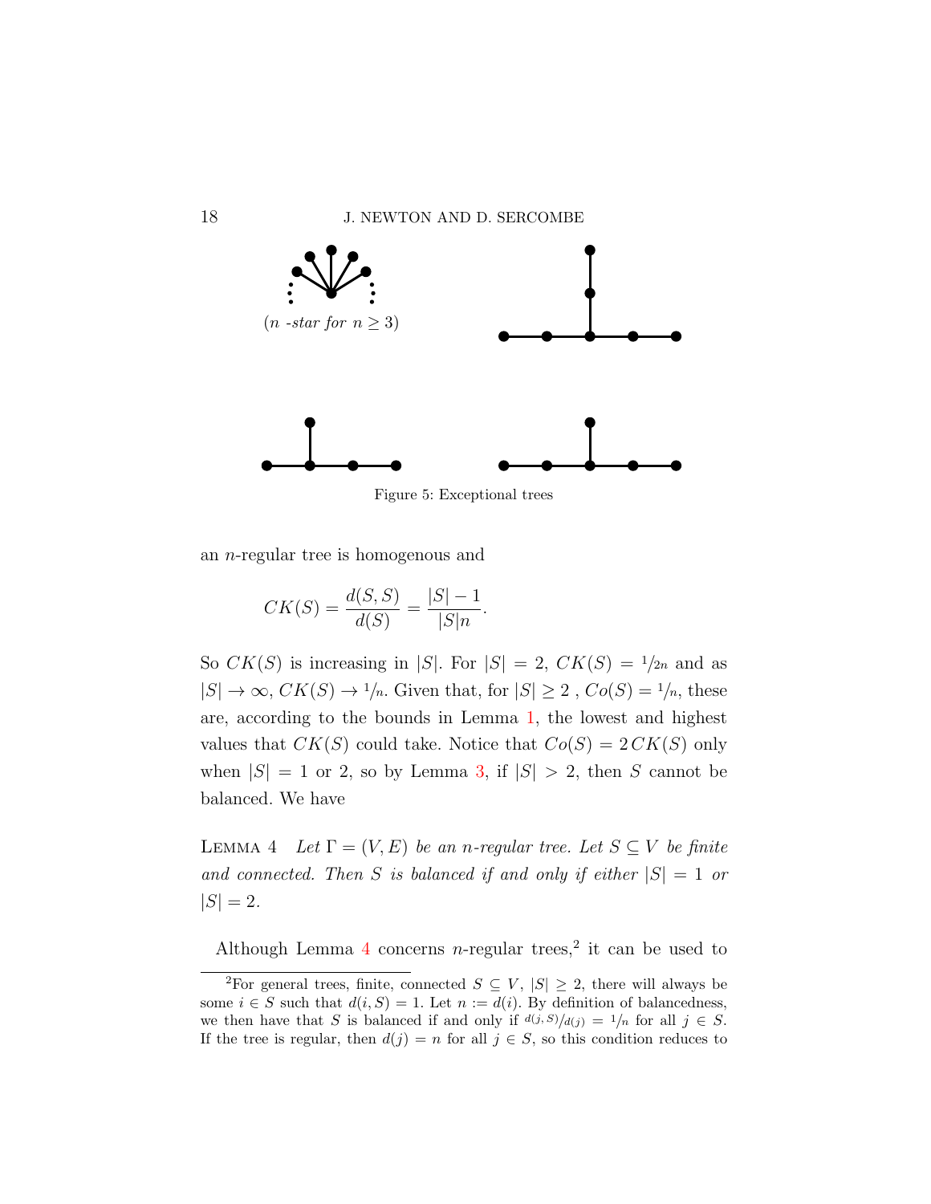(*n -star for* $n \geq 3$)

Figure 5: Exceptional trees

an $n$-regular tree is homogenous and

$$CK(S) = \frac{d(S,S)}{d(S)} = \frac{|S|-1}{|S|n}.$$

So $CK(S)$ is increasing in $|S|$. For $|S| = 2$, $CK(S) = 1/2n$ and as $|S| \to \infty$, $CK(S) \to 1/n$. Given that, for $|S| \geq 2$ , $Co(S) = 1/n$, these are, according to the bounds in Lemma 1, the lowest and highest values that $CK(S)$ could take. Notice that $Co(S) = 2\,CK(S)$ only when $|S| = 1$ or 2, so by Lemma 3, if $|S| > 2$, then $S$ cannot be balanced. We have

LEMMA 4 *Let $\Gamma = (V, E)$ be an $n$-regular tree. Let $S \subseteq V$ be finite and connected. Then $S$ is balanced if and only if either $|S| = 1$ or $|S| = 2$.*

Although Lemma 4 concerns $n$-regular trees,[2] it can be used to

[2]For general trees, finite, connected $S \subseteq V$, $|S| \geq 2$, there will always be some $i \in S$ such that $d(i, S) = 1$. Let $n := d(i)$. By definition of balancedness, we then have that $S$ is balanced if and only if $d(j,S)/d(j) = 1/n$ for all $j \in S$. If the tree is regular, then $d(j) = n$ for all $j \in S$, so this condition reduces to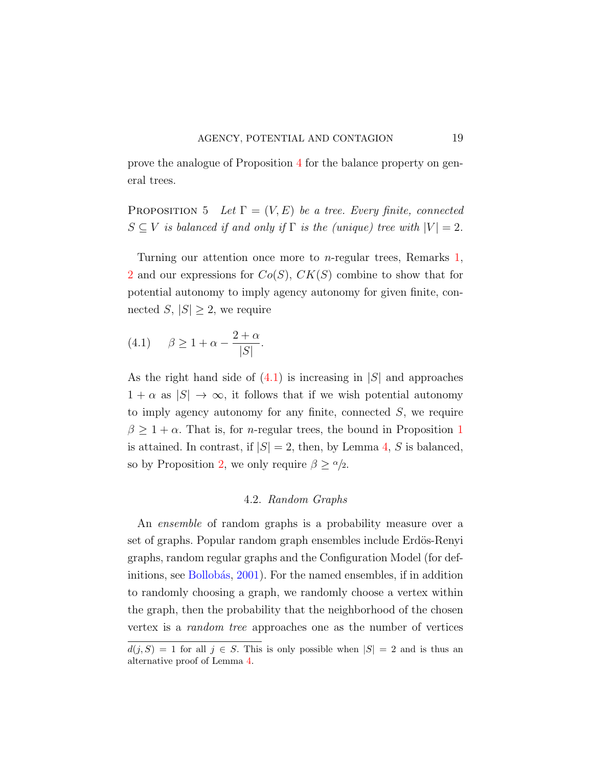prove the analogue of Proposition 4 for the balance property on general trees.

PROPOSITION 5 *Let $\Gamma = (V, E)$ be a tree. Every finite, connected $S \subseteq V$ is balanced if and only if $\Gamma$ is the (unique) tree with $|V| = 2$.*

Turning our attention once more to $n$-regular trees, Remarks 1, 2 and our expressions for $Co(S)$, $CK(S)$ combine to show that for potential autonomy to imply agency autonomy for given finite, connected $S$, $|S| \geq 2$, we require

$$\beta \geq 1 + \alpha - \frac{2 + \alpha}{|S|}. \tag{4.1}$$

As the right hand side of (4.1) is increasing in $|S|$ and approaches $1 + \alpha$ as $|S| \to \infty$, it follows that if we wish potential autonomy to imply agency autonomy for any finite, connected $S$, we require $\beta \geq 1 + \alpha$. That is, for $n$-regular trees, the bound in Proposition 1 is attained. In contrast, if $|S| = 2$, then, by Lemma 4, $S$ is balanced, so by Proposition 2, we only require $\beta \geq \alpha/2$.

## 4.2. *Random Graphs*

An *ensemble* of random graphs is a probability measure over a set of graphs. Popular random graph ensembles include Erdös-Renyi graphs, random regular graphs and the Configuration Model (for definitions, see Bollobás, 2001). For the named ensembles, if in addition to randomly choosing a graph, we randomly choose a vertex within the graph, then the probability that the neighborhood of the chosen vertex is a *random tree* approaches one as the number of vertices

---

$d(j, S) = 1$ for all $j \in S$. This is only possible when $|S| = 2$ and is thus an alternative proof of Lemma 4.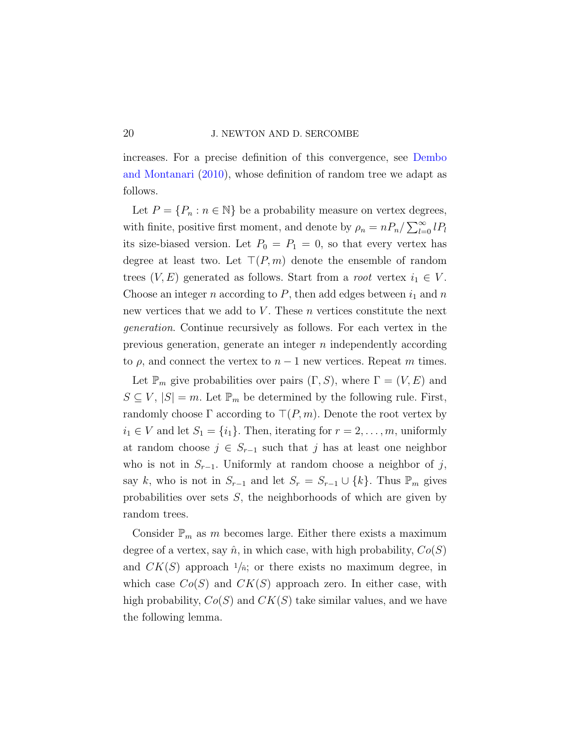increases. For a precise definition of this convergence, see Dembo and Montanari (2010), whose definition of random tree we adapt as follows.

Let $P = \{P_n : n \in \mathbb{N}\}$ be a probability measure on vertex degrees, with finite, positive first moment, and denote by $\rho_n = nP_n / \sum_{l=0}^{\infty} lP_l$ its size-biased version. Let $P_0 = P_1 = 0$, so that every vertex has degree at least two. Let $\top(P, m)$ denote the ensemble of random trees $(V, E)$ generated as follows. Start from a *root* vertex $i_1 \in V$. Choose an integer $n$ according to $P$, then add edges between $i_1$ and $n$ new vertices that we add to $V$. These $n$ vertices constitute the next *generation*. Continue recursively as follows. For each vertex in the previous generation, generate an integer $n$ independently according to $\rho$, and connect the vertex to $n - 1$ new vertices. Repeat $m$ times.

Let $\mathbb{P}_m$ give probabilities over pairs $(\Gamma, S)$, where $\Gamma = (V, E)$ and $S \subseteq V$, $|S| = m$. Let $\mathbb{P}_m$ be determined by the following rule. First, randomly choose $\Gamma$ according to $\top(P, m)$. Denote the root vertex by $i_1 \in V$ and let $S_1 = \{i_1\}$. Then, iterating for $r = 2, \ldots, m$, uniformly at random choose $j \in S_{r-1}$ such that $j$ has at least one neighbor who is not in $S_{r-1}$. Uniformly at random choose a neighbor of $j$, say $k$, who is not in $S_{r-1}$ and let $S_r = S_{r-1} \cup \{k\}$. Thus $\mathbb{P}_m$ gives probabilities over sets $S$, the neighborhoods of which are given by random trees.

Consider $\mathbb{P}_m$ as $m$ becomes large. Either there exists a maximum degree of a vertex, say $\hat{n}$, in which case, with high probability, $Co(S)$ and $CK(S)$ approach $1/\hat{n}$; or there exists no maximum degree, in which case $Co(S)$ and $CK(S)$ approach zero. In either case, with high probability, $Co(S)$ and $CK(S)$ take similar values, and we have the following lemma.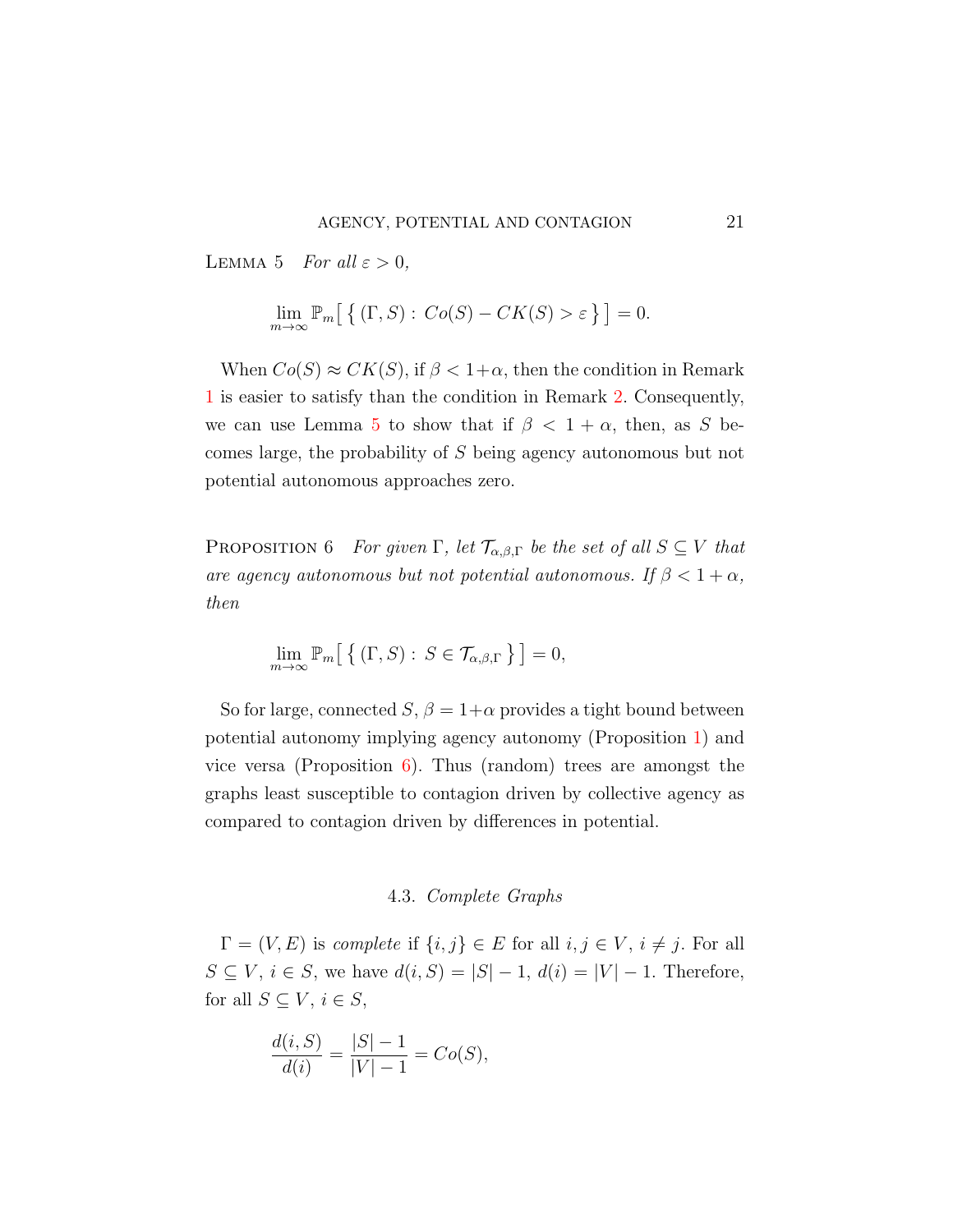Lemma 5 *For all $\varepsilon > 0$,*

$$\lim_{m\to\infty} \mathbb{P}_m\big[\,\{\,(\Gamma, S) : \, Co(S) - CK(S) > \varepsilon\,\}\,\big] = 0.$$

When $Co(S) \approx CK(S)$, if $\beta < 1+\alpha$, then the condition in Remark 1 is easier to satisfy than the condition in Remark 2. Consequently, we can use Lemma 5 to show that if $\beta < 1 + \alpha$, then, as $S$ becomes large, the probability of $S$ being agency autonomous but not potential autonomous approaches zero.

Proposition 6 *For given $\Gamma$, let $\mathcal{T}_{\alpha,\beta,\Gamma}$ be the set of all $S \subseteq V$ that are agency autonomous but not potential autonomous. If $\beta < 1 + \alpha$, then*

$$\lim_{m\to\infty} \mathbb{P}_m\big[\,\{\,(\Gamma, S) : \, S \in \mathcal{T}_{\alpha,\beta,\Gamma}\,\}\,\big] = 0,$$

So for large, connected $S$, $\beta = 1+\alpha$ provides a tight bound between potential autonomy implying agency autonomy (Proposition 1) and vice versa (Proposition 6). Thus (random) trees are amongst the graphs least susceptible to contagion driven by collective agency as compared to contagion driven by differences in potential.

### 4.3. *Complete Graphs*

$\Gamma = (V, E)$ is *complete* if $\{i, j\} \in E$ for all $i, j \in V$, $i \neq j$. For all $S \subseteq V$, $i \in S$, we have $d(i, S) = |S| - 1$, $d(i) = |V| - 1$. Therefore, for all $S \subseteq V$, $i \in S$,

$$\frac{d(i,S)}{d(i)} = \frac{|S|-1}{|V|-1} = Co(S),$$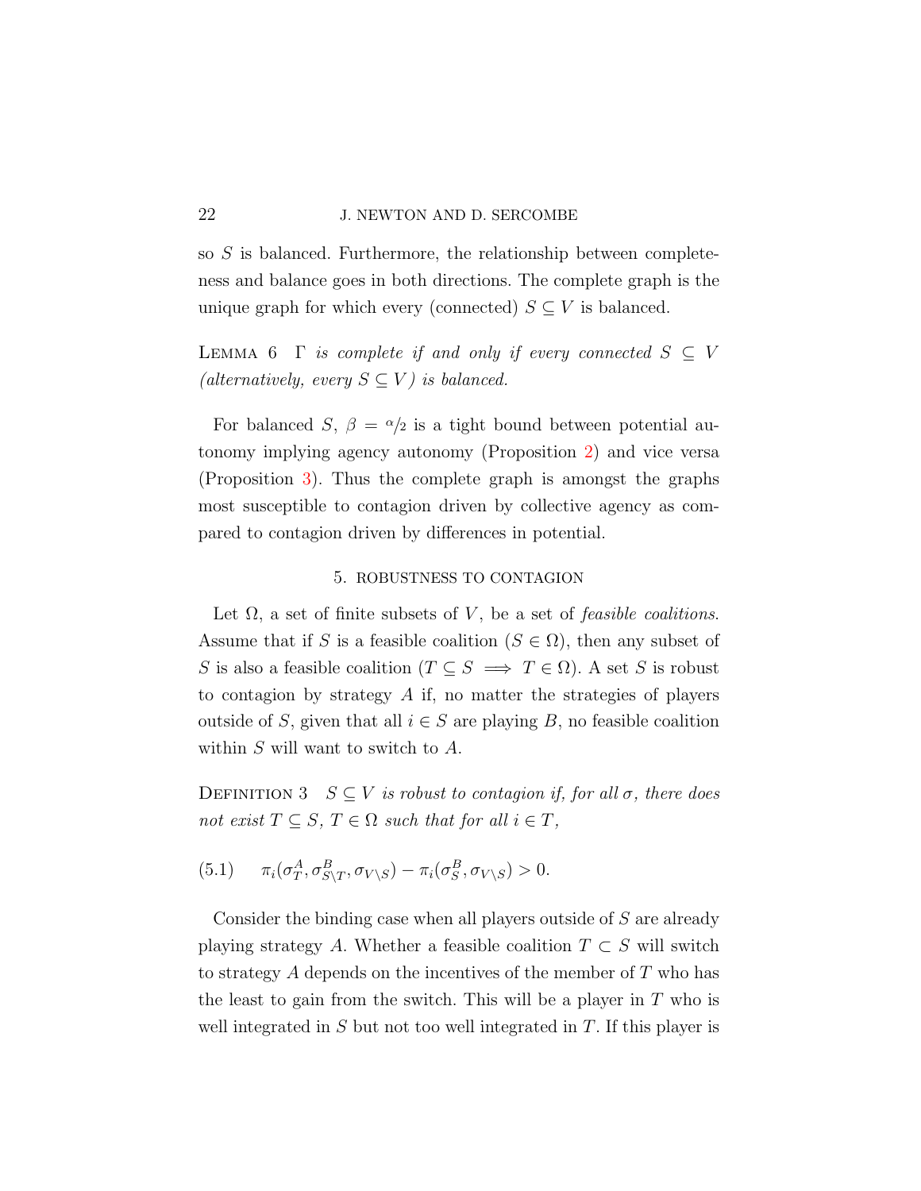so $S$ is balanced. Furthermore, the relationship between completeness and balance goes in both directions. The complete graph is the unique graph for which every (connected) $S \subseteq V$ is balanced.

LEMMA 6 *$\Gamma$ is complete if and only if every connected $S \subseteq V$ (alternatively, every $S \subseteq V$) is balanced.*

For balanced $S$, $\beta = \alpha/2$ is a tight bound between potential autonomy implying agency autonomy (Proposition 2) and vice versa (Proposition 3). Thus the complete graph is amongst the graphs most susceptible to contagion driven by collective agency as compared to contagion driven by differences in potential.

## 5. ROBUSTNESS TO CONTAGION

Let $\Omega$, a set of finite subsets of $V$, be a set of *feasible coalitions*. Assume that if $S$ is a feasible coalition ($S \in \Omega$), then any subset of $S$ is also a feasible coalition ($T \subseteq S \implies T \in \Omega$). A set $S$ is robust to contagion by strategy $A$ if, no matter the strategies of players outside of $S$, given that all $i \in S$ are playing $B$, no feasible coalition within $S$ will want to switch to $A$.

DEFINITION 3 *$S \subseteq V$ is robust to contagion if, for all $\sigma$, there does not exist $T \subseteq S$, $T \in \Omega$ such that for all $i \in T$,*

$$\pi_i(\sigma_T^A, \sigma_{S \setminus T}^B, \sigma_{V \setminus S}) - \pi_i(\sigma_S^B, \sigma_{V \setminus S}) > 0. \tag{5.1}$$

Consider the binding case when all players outside of $S$ are already playing strategy $A$. Whether a feasible coalition $T \subset S$ will switch to strategy $A$ depends on the incentives of the member of $T$ who has the least to gain from the switch. This will be a player in $T$ who is well integrated in $S$ but not too well integrated in $T$. If this player is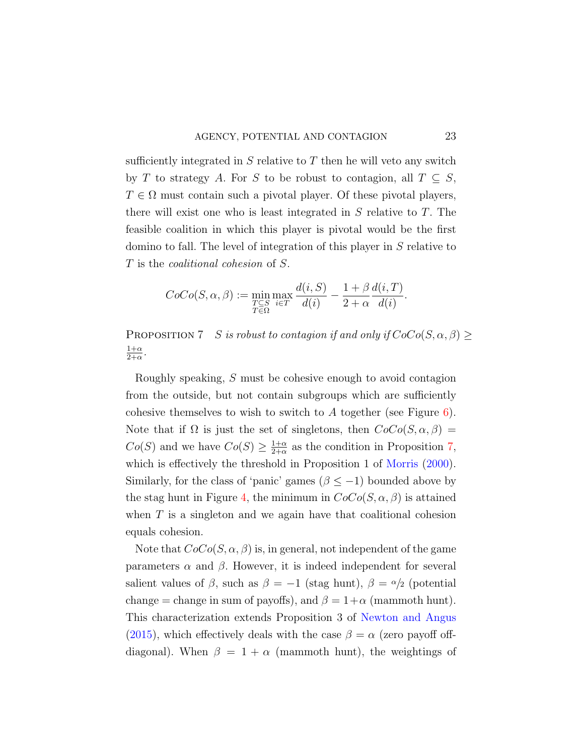sufficiently integrated in $S$ relative to $T$ then he will veto any switch by $T$ to strategy $A$. For $S$ to be robust to contagion, all $T \subseteq S$, $T \in \Omega$ must contain such a pivotal player. Of these pivotal players, there will exist one who is least integrated in $S$ relative to $T$. The feasible coalition in which this player is pivotal would be the first domino to fall. The level of integration of this player in $S$ relative to $T$ is the *coalitional cohesion* of $S$.

$$CoCo(S, \alpha, \beta) := \min_{\substack{T \subseteq S \\ T \in \Omega}} \max_{i \in T} \frac{d(i,S)}{d(i)} - \frac{1+\beta}{2+\alpha} \frac{d(i,T)}{d(i)}.$$

PROPOSITION 7 *$S$ is robust to contagion if and only if $CoCo(S, \alpha, \beta) \geq \frac{1+\alpha}{2+\alpha}$.*

Roughly speaking, $S$ must be cohesive enough to avoid contagion from the outside, but not contain subgroups which are sufficiently cohesive themselves to wish to switch to $A$ together (see Figure 6). Note that if $\Omega$ is just the set of singletons, then $CoCo(S, \alpha, \beta) = Co(S)$ and we have $Co(S) \geq \frac{1+\alpha}{2+\alpha}$ as the condition in Proposition 7, which is effectively the threshold in Proposition 1 of Morris (2000). Similarly, for the class of 'panic' games ($\beta \leq -1$) bounded above by the stag hunt in Figure 4, the minimum in $CoCo(S, \alpha, \beta)$ is attained when $T$ is a singleton and we again have that coalitional cohesion equals cohesion.

Note that $CoCo(S, \alpha, \beta)$ is, in general, not independent of the game parameters $\alpha$ and $\beta$. However, it is indeed independent for several salient values of $\beta$, such as $\beta = -1$ (stag hunt), $\beta = \alpha/2$ (potential change = change in sum of payoffs), and $\beta = 1+\alpha$ (mammoth hunt). This characterization extends Proposition 3 of Newton and Angus (2015), which effectively deals with the case $\beta = \alpha$ (zero payoff off-diagonal). When $\beta = 1 + \alpha$ (mammoth hunt), the weightings of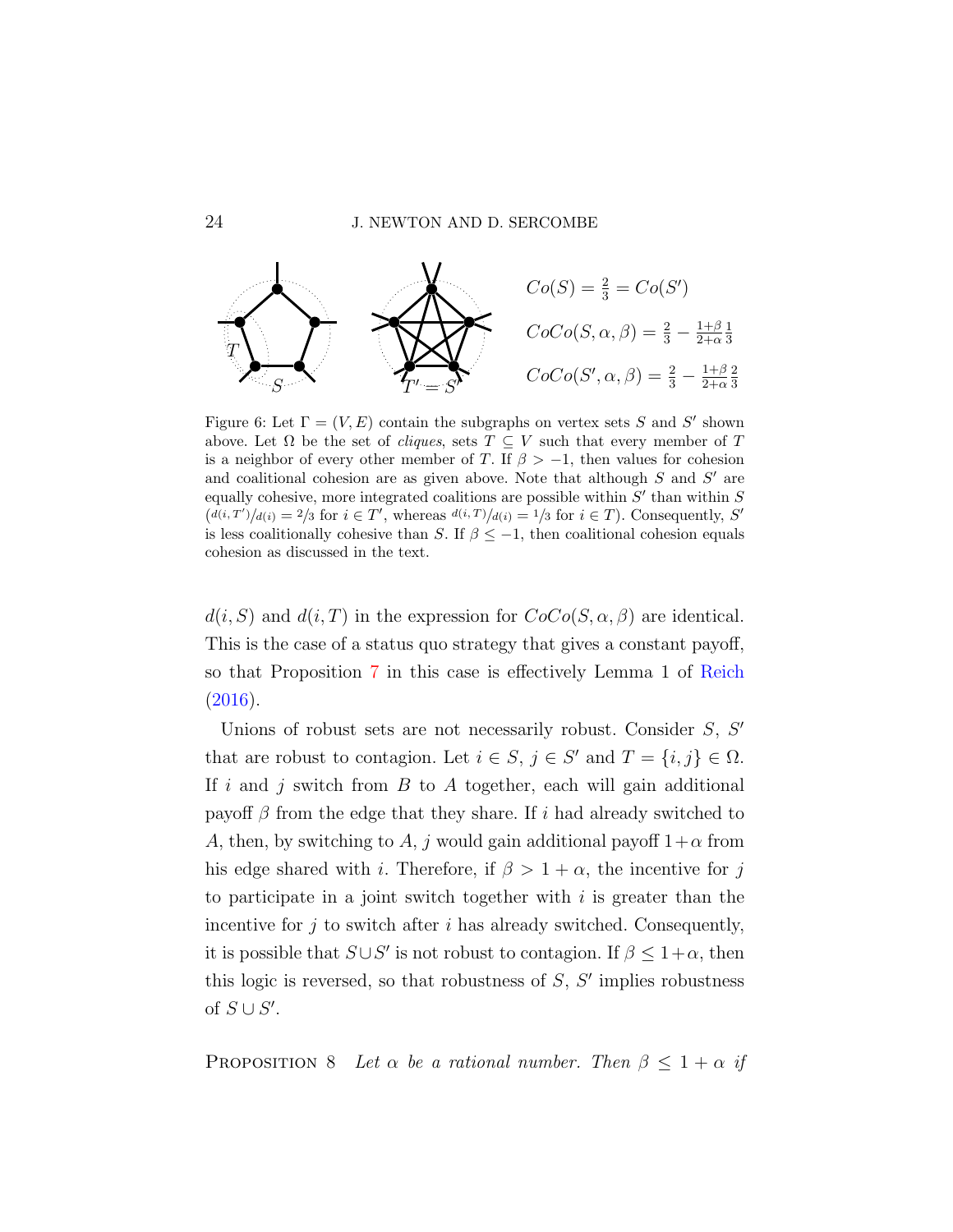$Co(S) = \frac{2}{3} = Co(S')$

$CoCo(S, \alpha, \beta) = \frac{2}{3} - \frac{1+\beta}{2+\alpha}\frac{1}{3}$

$CoCo(S', \alpha, \beta) = \frac{2}{3} - \frac{1+\beta}{2+\alpha}\frac{2}{3}$

Figure 6: Let $\Gamma = (V, E)$ contain the subgraphs on vertex sets $S$ and $S'$ shown above. Let $\Omega$ be the set of *cliques*, sets $T \subseteq V$ such that every member of $T$ is a neighbor of every other member of $T$. If $\beta > -1$, then values for cohesion and coalitional cohesion are as given above. Note that although $S$ and $S'$ are equally cohesive, more integrated coalitions are possible within $S'$ than within $S$ ($d(i,T')/d(i) = 2/3$ for $i \in T'$, whereas $d(i,T)/d(i) = 1/3$ for $i \in T$). Consequently, $S'$ is less coalitionally cohesive than $S$. If $\beta \leq -1$, then coalitional cohesion equals cohesion as discussed in the text.

$d(i, S)$ and $d(i, T)$ in the expression for $CoCo(S, \alpha, \beta)$ are identical. This is the case of a status quo strategy that gives a constant payoff, so that Proposition 7 in this case is effectively Lemma 1 of Reich (2016).

Unions of robust sets are not necessarily robust. Consider $S$, $S'$ that are robust to contagion. Let $i \in S$, $j \in S'$ and $T = \{i, j\} \in \Omega$. If $i$ and $j$ switch from $B$ to $A$ together, each will gain additional payoff $\beta$ from the edge that they share. If $i$ had already switched to $A$, then, by switching to $A$, $j$ would gain additional payoff $1+\alpha$ from his edge shared with $i$. Therefore, if $\beta > 1 + \alpha$, the incentive for $j$ to participate in a joint switch together with $i$ is greater than the incentive for $j$ to switch after $i$ has already switched. Consequently, it is possible that $S \cup S'$ is not robust to contagion. If $\beta \leq 1+\alpha$, then this logic is reversed, so that robustness of $S$, $S'$ implies robustness of $S \cup S'$.

Proposition 8 *Let $\alpha$ be a rational number. Then $\beta \leq 1 + \alpha$ if*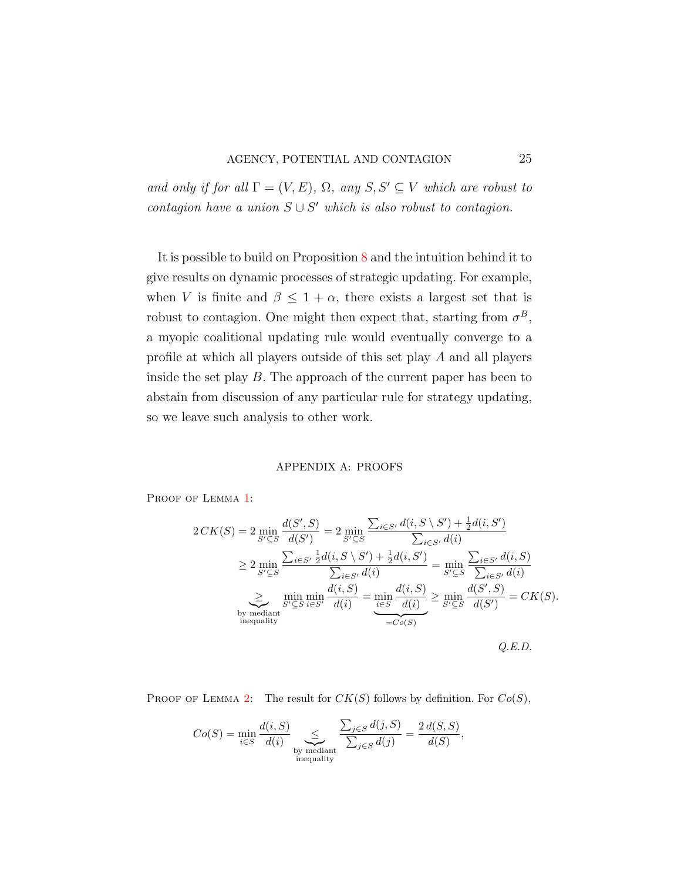*and only if for all $\Gamma = (V, E)$, $\Omega$, any $S, S' \subseteq V$ which are robust to contagion have a union $S \cup S'$ which is also robust to contagion.*

It is possible to build on Proposition 8 and the intuition behind it to give results on dynamic processes of strategic updating. For example, when $V$ is finite and $\beta \leq 1 + \alpha$, there exists a largest set that is robust to contagion. One might then expect that, starting from $\sigma^B$, a myopic coalitional updating rule would eventually converge to a profile at which all players outside of this set play $A$ and all players inside the set play $B$. The approach of the current paper has been to abstain from discussion of any particular rule for strategy updating, so we leave such analysis to other work.

## APPENDIX A: PROOFS

Proof of Lemma 1:

$$
\begin{aligned}
2\,CK(S) &= 2 \min_{S' \subseteq S} \frac{d(S', S)}{d(S')} = 2 \min_{S' \subseteq S} \frac{\sum_{i \in S'} d(i, S \setminus S') + \frac{1}{2} d(i, S')}{\sum_{i \in S'} d(i)} \\
&\geq 2 \min_{S' \subseteq S} \frac{\sum_{i \in S'} \frac{1}{2} d(i, S \setminus S') + \frac{1}{2} d(i, S')}{\sum_{i \in S'} d(i)} = \min_{S' \subseteq S} \frac{\sum_{i \in S'} d(i, S)}{\sum_{i \in S'} d(i)} \\
&\underbrace{\geq}_{\substack{\text{by mediant} \\ \text{inequality}}} \min_{S' \subseteq S} \min_{i \in S'} \frac{d(i, S)}{d(i)} = \underbrace{\min_{i \in S} \frac{d(i, S)}{d(i)}}_{= Co(S)} \geq \min_{S' \subseteq S} \frac{d(S', S)}{d(S')} = CK(S).
\end{aligned}
$$

*Q.E.D.*

Proof of Lemma 2: The result for $CK(S)$ follows by definition. For $Co(S)$,

$$
Co(S) = \min_{i \in S} \frac{d(i, S)}{d(i)} \underbrace{\leq}_{\substack{\text{by mediant} \\ \text{inequality}}} \frac{\sum_{j \in S} d(j, S)}{\sum_{j \in S} d(j)} = \frac{2\, d(S, S)}{d(S)},
$$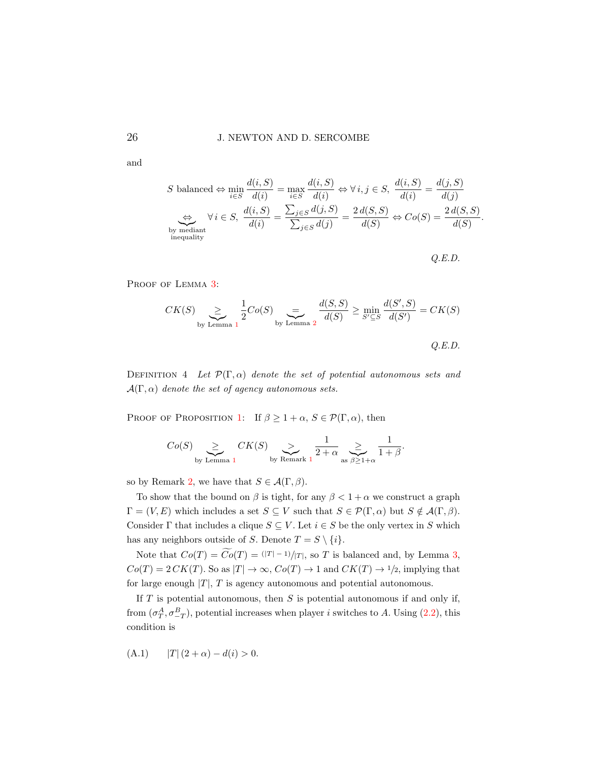and

$$S \text{ balanced} \Leftrightarrow \min_{i \in S} \frac{d(i,S)}{d(i)} = \max_{i \in S} \frac{d(i,S)}{d(i)} \Leftrightarrow \forall\, i,j \in S,\ \frac{d(i,S)}{d(i)} = \frac{d(j,S)}{d(j)}$$

$$\underbrace{\Leftrightarrow}_{\substack{\text{by mediant}\\ \text{inequality}}} \forall\, i \in S,\ \frac{d(i,S)}{d(i)} = \frac{\sum_{j\in S} d(j,S)}{\sum_{j \in S} d(j)} = \frac{2\, d(S,S)}{d(S)} \Leftrightarrow Co(S) = \frac{2\, d(S,S)}{d(S)}.$$

*Q.E.D.*

Proof of Lemma 3:

$$CK(S) \underbrace{\geq}_{\text{by Lemma 1}} \frac{1}{2} Co(S) \underbrace{=}_{\text{by Lemma 2}} \frac{d(S,S)}{d(S)} \geq \min_{S' \subseteq S} \frac{d(S',S)}{d(S')} = CK(S)$$

*Q.E.D.*

Definition 4 *Let $\mathcal{P}(\Gamma,\alpha)$ denote the set of potential autonomous sets and $\mathcal{A}(\Gamma,\alpha)$ denote the set of agency autonomous sets.*

Proof of Proposition 1: If $\beta \geq 1+\alpha$, $S \in \mathcal{P}(\Gamma,\alpha)$, then

$$Co(S) \underbrace{\geq}_{\text{by Lemma 1}} CK(S) \underbrace{>}_{\text{by Remark 1}} \frac{1}{2+\alpha} \underbrace{\geq}_{\text{as } \beta \geq 1+\alpha} \frac{1}{1+\beta}.$$

so by Remark 2, we have that $S \in \mathcal{A}(\Gamma,\beta)$.

To show that the bound on $\beta$ is tight, for any $\beta < 1+\alpha$ we construct a graph $\Gamma = (V,E)$ which includes a set $S \subseteq V$ such that $S \in \mathcal{P}(\Gamma,\alpha)$ but $S \notin \mathcal{A}(\Gamma,\beta)$. Consider $\Gamma$ that includes a clique $S \subseteq V$. Let $i \in S$ be the only vertex in $S$ which has any neighbors outside of $S$. Denote $T = S \setminus \{i\}$.

Note that $Co(T) = \widetilde{Co}(T) = {}^{(|T|-1)}/_{|T|}$, so $T$ is balanced and, by Lemma 3, $Co(T) = 2\, CK(T)$. So as $|T| \to \infty$, $Co(T) \to 1$ and $CK(T) \to {}^{1}/_{2}$, implying that for large enough $|T|$, $T$ is agency autonomous and potential autonomous.

If $T$ is potential autonomous, then $S$ is potential autonomous if and only if, from $(\sigma_T^A, \sigma_{-T}^B)$, potential increases when player $i$ switches to $A$. Using (2.2), this condition is

$$|T|\,(2+\alpha) - d(i) > 0. \tag{A.1}$$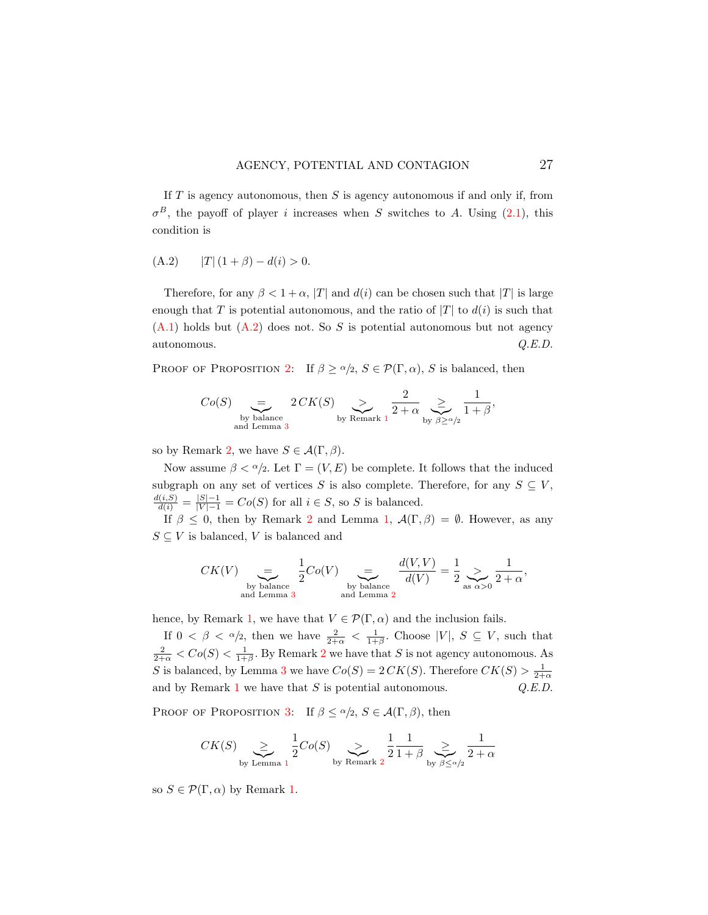If $T$ is agency autonomous, then $S$ is agency autonomous if and only if, from $\sigma^B$, the payoff of player $i$ increases when $S$ switches to $A$. Using (2.1), this condition is

$$|T|\,(1+\beta) - d(i) > 0. \tag{A.2}$$

Therefore, for any $\beta < 1+\alpha$, $|T|$ and $d(i)$ can be chosen such that $|T|$ is large enough that $T$ is potential autonomous, and the ratio of $|T|$ to $d(i)$ is such that (A.1) holds but (A.2) does not. So $S$ is potential autonomous but not agency autonomous. *Q.E.D.*

Proof of Proposition 2: If $\beta \geq {}^{\alpha}\!/\!_{2}$, $S \in \mathcal{P}(\Gamma,\alpha)$, $S$ is balanced, then

$$Co(S) \underbrace{=}_{\substack{\text{by balance}\\ \text{and Lemma 3}}} 2\,CK(S) \underbrace{>}_{\text{by Remark 1}} \frac{2}{2+\alpha} \underbrace{\geq}_{\text{by } \beta \geq \alpha/2} \frac{1}{1+\beta},$$

so by Remark 2, we have $S \in \mathcal{A}(\Gamma,\beta)$.

Now assume $\beta < {}^{\alpha}\!/\!_{2}$. Let $\Gamma = (V,E)$ be complete. It follows that the induced subgraph on any set of vertices $S$ is also complete. Therefore, for any $S \subseteq V$, $\frac{d(i,S)}{d(i)} = \frac{|S|-1}{|V|-1} = Co(S)$ for all $i \in S$, so $S$ is balanced.

If $\beta \leq 0$, then by Remark 2 and Lemma 1, $\mathcal{A}(\Gamma,\beta) = \emptyset$. However, as any $S \subseteq V$ is balanced, $V$ is balanced and

$$CK(V) \underbrace{=}_{\substack{\text{by balance}\\ \text{and Lemma 3}}} \frac{1}{2}Co(V) \underbrace{=}_{\substack{\text{by balance}\\ \text{and Lemma 2}}} \frac{d(V,V)}{d(V)} = \frac{1}{2} \underbrace{>}_{\text{as } \alpha > 0} \frac{1}{2+\alpha},$$

hence, by Remark 1, we have that $V \in \mathcal{P}(\Gamma,\alpha)$ and the inclusion fails.

If $0 < \beta < {}^{\alpha}\!/\!_{2}$, then we have $\frac{2}{2+\alpha} < \frac{1}{1+\beta}$. Choose $|V|$, $S \subseteq V$, such that $\frac{2}{2+\alpha} < Co(S) < \frac{1}{1+\beta}$. By Remark 2 we have that $S$ is not agency autonomous. As $S$ is balanced, by Lemma 3 we have $Co(S) = 2\,CK(S)$. Therefore $CK(S) > \frac{1}{2+\alpha}$ and by Remark 1 we have that $S$ is potential autonomous. *Q.E.D.*

Proof of Proposition 3: If $\beta \leq {}^{\alpha}\!/\!_{2}$, $S \in \mathcal{A}(\Gamma,\beta)$, then

$$CK(S) \underbrace{\geq}_{\text{by Lemma 1}} \frac{1}{2}Co(S) \underbrace{>}_{\text{by Remark 2}} \frac{1}{2}\frac{1}{1+\beta} \underbrace{\geq}_{\text{by } \beta \leq \alpha/2} \frac{1}{2+\alpha}$$

so $S \in \mathcal{P}(\Gamma,\alpha)$ by Remark 1.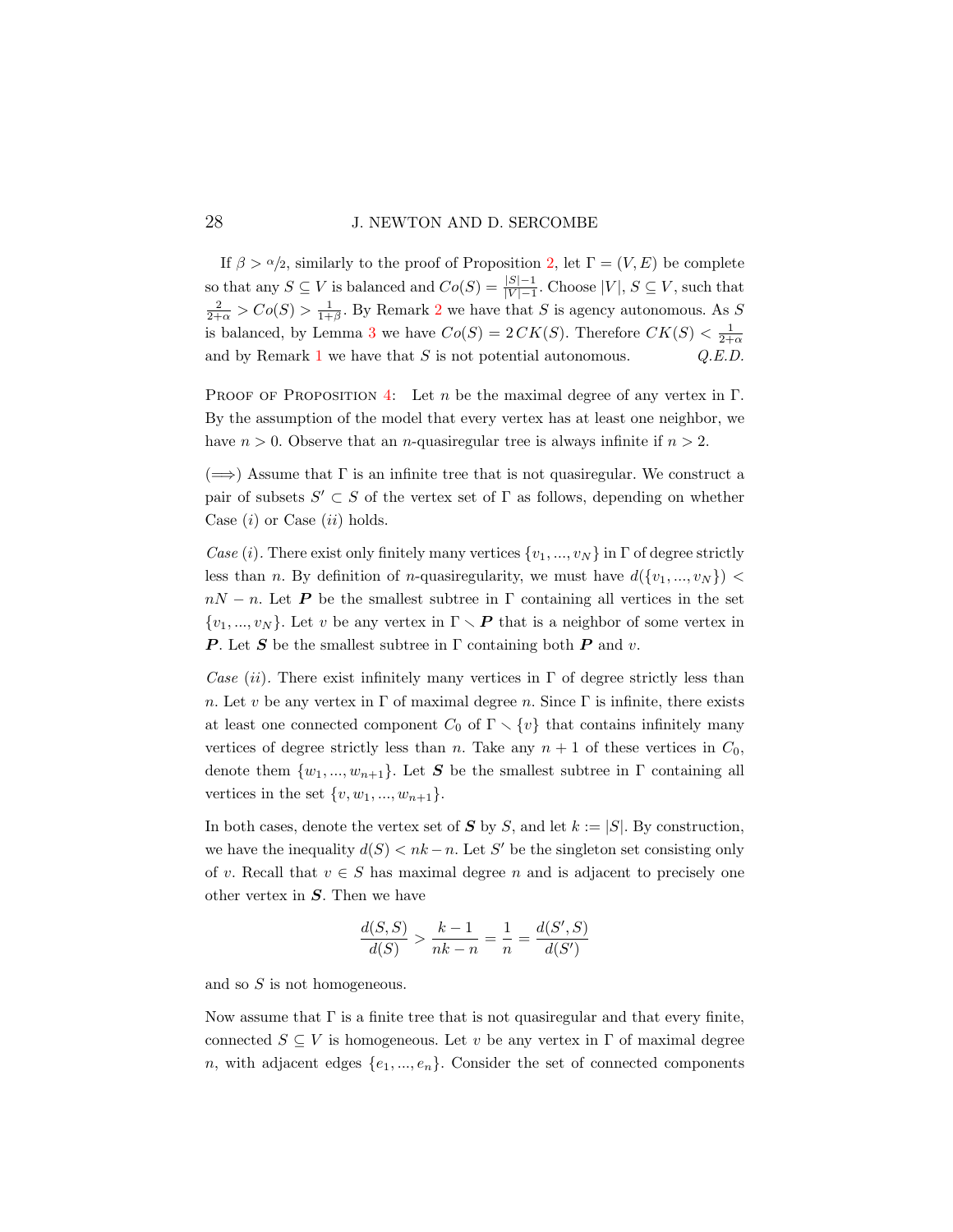If $\beta > \alpha/2$, similarly to the proof of Proposition 2, let $\Gamma = (V, E)$ be complete so that any $S \subseteq V$ is balanced and $Co(S) = \frac{|S|-1}{|V|-1}$. Choose $|V|$, $S \subseteq V$, such that $\frac{2}{2+\alpha} > Co(S) > \frac{1}{1+\beta}$. By Remark 2 we have that $S$ is agency autonomous. As $S$ is balanced, by Lemma 3 we have $Co(S) = 2\,CK(S)$. Therefore $CK(S) < \frac{1}{2+\alpha}$ and by Remark 1 we have that $S$ is not potential autonomous. *Q.E.D.*

Proof of Proposition 4: Let $n$ be the maximal degree of any vertex in $\Gamma$. By the assumption of the model that every vertex has at least one neighbor, we have $n > 0$. Observe that an $n$-quasiregular tree is always infinite if $n > 2$.

($\Longrightarrow$) Assume that $\Gamma$ is an infinite tree that is not quasiregular. We construct a pair of subsets $S' \subset S$ of the vertex set of $\Gamma$ as follows, depending on whether Case $(i)$ or Case $(ii)$ holds.

*Case* $(i)$. There exist only finitely many vertices $\{v_1, ..., v_N\}$ in $\Gamma$ of degree strictly less than $n$. By definition of $n$-quasiregularity, we must have $d(\{v_1, ..., v_N\}) < nN - n$. Let $\boldsymbol{P}$ be the smallest subtree in $\Gamma$ containing all vertices in the set $\{v_1, ..., v_N\}$. Let $v$ be any vertex in $\Gamma \setminus \boldsymbol{P}$ that is a neighbor of some vertex in $\boldsymbol{P}$. Let $\boldsymbol{S}$ be the smallest subtree in $\Gamma$ containing both $\boldsymbol{P}$ and $v$.

*Case* $(ii)$. There exist infinitely many vertices in $\Gamma$ of degree strictly less than $n$. Let $v$ be any vertex in $\Gamma$ of maximal degree $n$. Since $\Gamma$ is infinite, there exists at least one connected component $C_0$ of $\Gamma \setminus \{v\}$ that contains infinitely many vertices of degree strictly less than $n$. Take any $n+1$ of these vertices in $C_0$, denote them $\{w_1, ..., w_{n+1}\}$. Let $\boldsymbol{S}$ be the smallest subtree in $\Gamma$ containing all vertices in the set $\{v, w_1, ..., w_{n+1}\}$.

In both cases, denote the vertex set of $\boldsymbol{S}$ by $S$, and let $k := |S|$. By construction, we have the inequality $d(S) < nk - n$. Let $S'$ be the singleton set consisting only of $v$. Recall that $v \in S$ has maximal degree $n$ and is adjacent to precisely one other vertex in $\boldsymbol{S}$. Then we have

$$\frac{d(S,S)}{d(S)} > \frac{k-1}{nk-n} = \frac{1}{n} = \frac{d(S',S)}{d(S')}$$

and so $S$ is not homogeneous.

Now assume that $\Gamma$ is a finite tree that is not quasiregular and that every finite, connected $S \subseteq V$ is homogeneous. Let $v$ be any vertex in $\Gamma$ of maximal degree $n$, with adjacent edges $\{e_1, ..., e_n\}$. Consider the set of connected components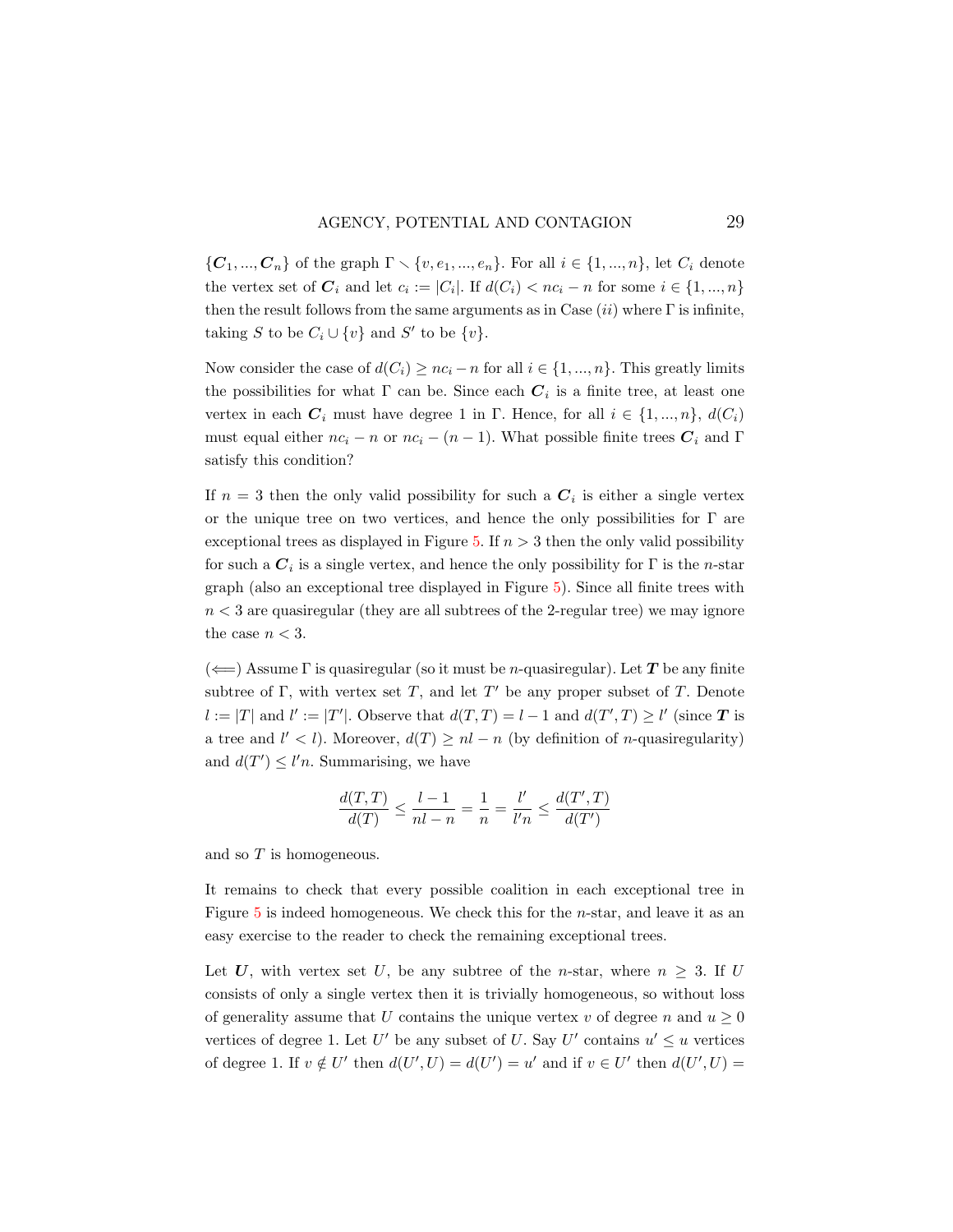$\{\boldsymbol{C}_1, ..., \boldsymbol{C}_n\}$ of the graph $\Gamma \smallsetminus \{v, e_1, ..., e_n\}$. For all $i \in \{1, ..., n\}$, let $C_i$ denote the vertex set of $\boldsymbol{C}_i$ and let $c_i := |C_i|$. If $d(C_i) < nc_i - n$ for some $i \in \{1, ..., n\}$ then the result follows from the same arguments as in Case $(ii)$ where $\Gamma$ is infinite, taking $S$ to be $C_i \cup \{v\}$ and $S'$ to be $\{v\}$.

Now consider the case of $d(C_i) \geq nc_i - n$ for all $i \in \{1, ..., n\}$. This greatly limits the possibilities for what $\Gamma$ can be. Since each $\boldsymbol{C}_i$ is a finite tree, at least one vertex in each $\boldsymbol{C}_i$ must have degree 1 in $\Gamma$. Hence, for all $i \in \{1, ..., n\}$, $d(C_i)$ must equal either $nc_i - n$ or $nc_i - (n-1)$. What possible finite trees $\boldsymbol{C}_i$ and $\Gamma$ satisfy this condition?

If $n = 3$ then the only valid possibility for such a $\boldsymbol{C}_i$ is either a single vertex or the unique tree on two vertices, and hence the only possibilities for $\Gamma$ are exceptional trees as displayed in Figure 5. If $n > 3$ then the only valid possibility for such a $\boldsymbol{C}_i$ is a single vertex, and hence the only possibility for $\Gamma$ is the $n$-star graph (also an exceptional tree displayed in Figure 5). Since all finite trees with $n < 3$ are quasiregular (they are all subtrees of the 2-regular tree) we may ignore the case $n < 3$.

($\Longleftarrow$) Assume $\Gamma$ is quasiregular (so it must be $n$-quasiregular). Let $\boldsymbol{T}$ be any finite subtree of $\Gamma$, with vertex set $T$, and let $T'$ be any proper subset of $T$. Denote $l := |T|$ and $l' := |T'|$. Observe that $d(T, T) = l - 1$ and $d(T', T) \geq l'$ (since $\boldsymbol{T}$ is a tree and $l' < l$). Moreover, $d(T) \geq nl - n$ (by definition of $n$-quasiregularity) and $d(T') \leq l'n$. Summarising, we have

$$\frac{d(T,T)}{d(T)} \leq \frac{l-1}{nl-n} = \frac{1}{n} = \frac{l'}{l'n} \leq \frac{d(T',T)}{d(T')}$$

and so $T$ is homogeneous.

It remains to check that every possible coalition in each exceptional tree in Figure 5 is indeed homogeneous. We check this for the $n$-star, and leave it as an easy exercise to the reader to check the remaining exceptional trees.

Let $\boldsymbol{U}$, with vertex set $U$, be any subtree of the $n$-star, where $n \geq 3$. If $U$ consists of only a single vertex then it is trivially homogeneous, so without loss of generality assume that $U$ contains the unique vertex $v$ of degree $n$ and $u \geq 0$ vertices of degree 1. Let $U'$ be any subset of $U$. Say $U'$ contains $u' \leq u$ vertices of degree 1. If $v \notin U'$ then $d(U', U) = d(U') = u'$ and if $v \in U'$ then $d(U', U) =$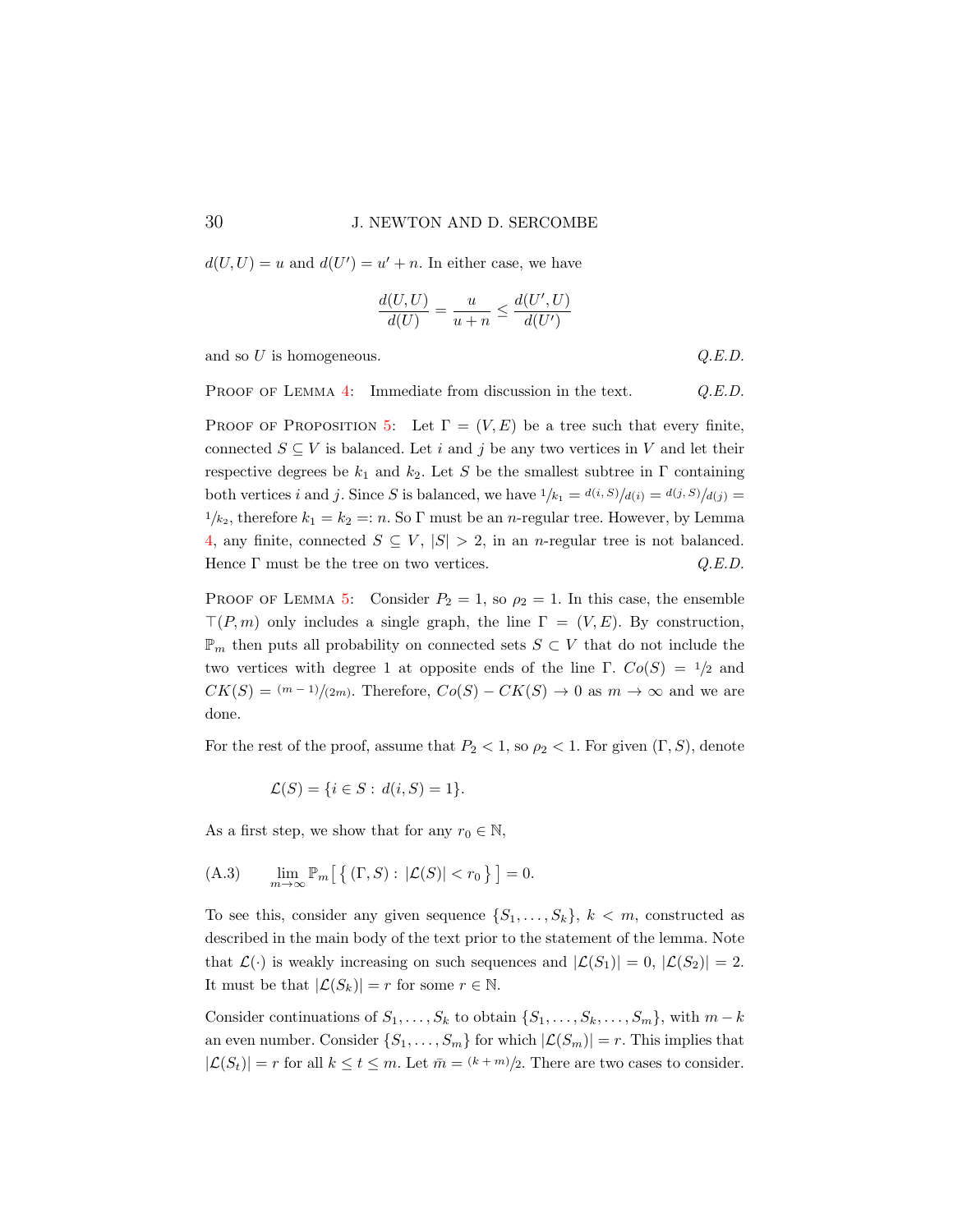$d(U, U) = u$ and $d(U') = u' + n$. In either case, we have

$$\frac{d(U, U)}{d(U)} = \frac{u}{u + n} \leq \frac{d(U', U)}{d(U')}$$

and so $U$ is homogeneous. *Q.E.D.*

Proof of Lemma 4: Immediate from discussion in the text. *Q.E.D.*

Proof of Proposition 5: Let $\Gamma = (V, E)$ be a tree such that every finite, connected $S \subseteq V$ is balanced. Let $i$ and $j$ be any two vertices in $V$ and let their respective degrees be $k_1$ and $k_2$. Let $S$ be the smallest subtree in $\Gamma$ containing both vertices $i$ and $j$. Since $S$ is balanced, we have $1/k_1 = d(i, S)/d(i) = d(j, S)/d(j) = 1/k_2$, therefore $k_1 = k_2 =: n$. So $\Gamma$ must be an $n$-regular tree. However, by Lemma 4, any finite, connected $S \subseteq V$, $|S| > 2$, in an $n$-regular tree is not balanced. Hence $\Gamma$ must be the tree on two vertices. *Q.E.D.*

Proof of Lemma 5: Consider $P_2 = 1$, so $\rho_2 = 1$. In this case, the ensemble $\top(P, m)$ only includes a single graph, the line $\Gamma = (V, E)$. By construction, $\mathbb{P}_m$ then puts all probability on connected sets $S \subset V$ that do not include the two vertices with degree 1 at opposite ends of the line $\Gamma$. $Co(S) = 1/2$ and $CK(S) = (m-1)/(2m)$. Therefore, $Co(S) - CK(S) \to 0$ as $m \to \infty$ and we are done.

For the rest of the proof, assume that $P_2 < 1$, so $\rho_2 < 1$. For given $(\Gamma, S)$, denote

$$\mathcal{L}(S) = \{i \in S : d(i, S) = 1\}.$$

As a first step, we show that for any $r_0 \in \mathbb{N}$,

$$\lim_{m \to \infty} \mathbb{P}_m\big[\,\{\,(\Gamma, S) : |\mathcal{L}(S)| < r_0\,\}\,\big] = 0. \tag{A.3}$$

To see this, consider any given sequence $\{S_1, \ldots, S_k\}$, $k < m$, constructed as described in the main body of the text prior to the statement of the lemma. Note that $\mathcal{L}(\cdot)$ is weakly increasing on such sequences and $|\mathcal{L}(S_1)| = 0$, $|\mathcal{L}(S_2)| = 2$. It must be that $|\mathcal{L}(S_k)| = r$ for some $r \in \mathbb{N}$.

Consider continuations of $S_1, \ldots, S_k$ to obtain $\{S_1, \ldots, S_k, \ldots, S_m\}$, with $m - k$ an even number. Consider $\{S_1, \ldots, S_m\}$ for which $|\mathcal{L}(S_m)| = r$. This implies that $|\mathcal{L}(S_t)| = r$ for all $k \leq t \leq m$. Let $\bar{m} = (k + m)/2$. There are two cases to consider.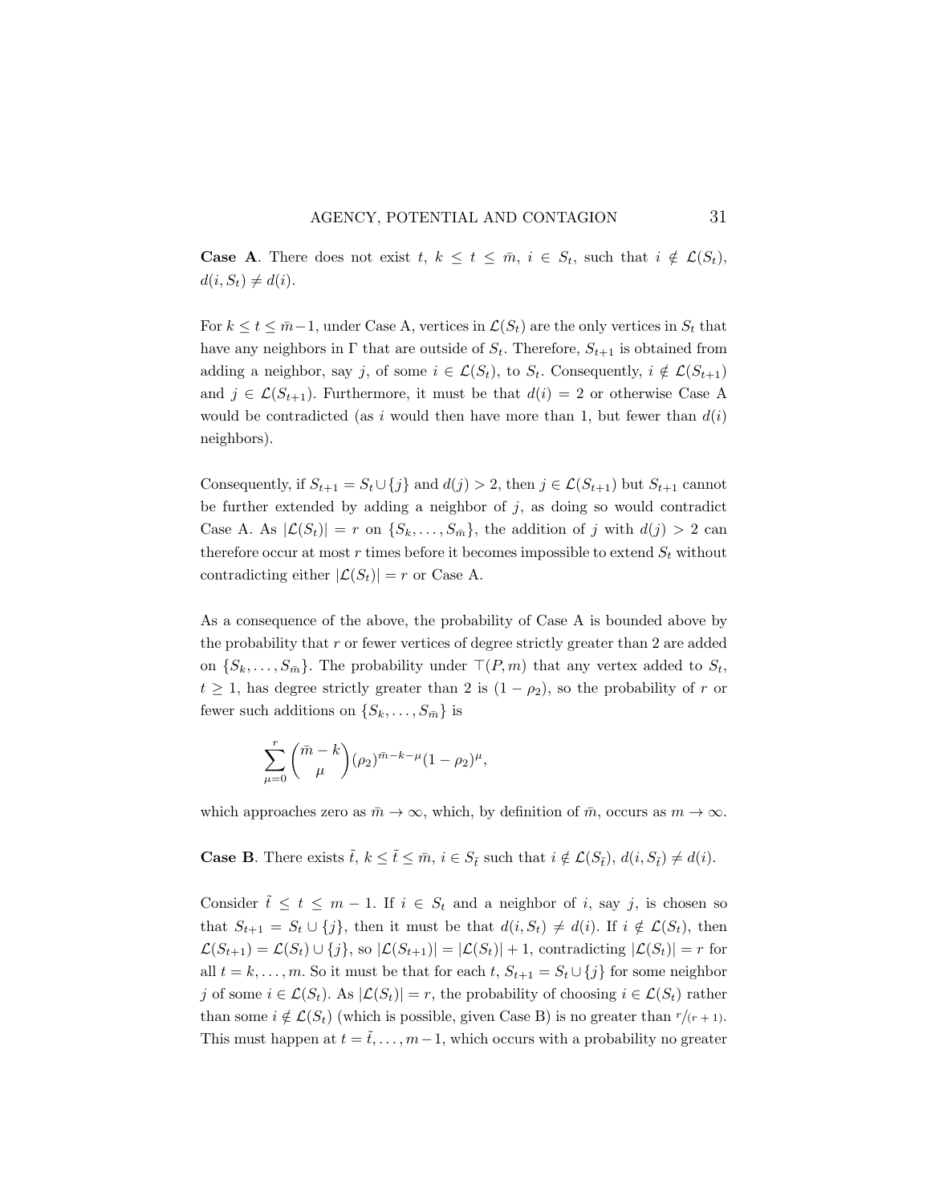**Case A**. There does not exist $t$, $k \le t \le \bar{m}$, $i \in S_t$, such that $i \notin \mathcal{L}(S_t)$, $d(i, S_t) \neq d(i)$.

For $k \le t \le \bar{m}-1$, under Case A, vertices in $\mathcal{L}(S_t)$ are the only vertices in $S_t$ that have any neighbors in $\Gamma$ that are outside of $S_t$. Therefore, $S_{t+1}$ is obtained from adding a neighbor, say $j$, of some $i \in \mathcal{L}(S_t)$, to $S_t$. Consequently, $i \notin \mathcal{L}(S_{t+1})$ and $j \in \mathcal{L}(S_{t+1})$. Furthermore, it must be that $d(i) = 2$ or otherwise Case A would be contradicted (as $i$ would then have more than 1, but fewer than $d(i)$ neighbors).

Consequently, if $S_{t+1} = S_t \cup \{j\}$ and $d(j) > 2$, then $j \in \mathcal{L}(S_{t+1})$ but $S_{t+1}$ cannot be further extended by adding a neighbor of $j$, as doing so would contradict Case A. As $|\mathcal{L}(S_t)| = r$ on $\{S_k, \ldots, S_{\bar{m}}\}$, the addition of $j$ with $d(j) > 2$ can therefore occur at most $r$ times before it becomes impossible to extend $S_t$ without contradicting either $|\mathcal{L}(S_t)| = r$ or Case A.

As a consequence of the above, the probability of Case A is bounded above by the probability that $r$ or fewer vertices of degree strictly greater than 2 are added on $\{S_k, \ldots, S_{\bar{m}}\}$. The probability under $\top(P, m)$ that any vertex added to $S_t$, $t \geq 1$, has degree strictly greater than 2 is $(1 - \rho_2)$, so the probability of $r$ or fewer such additions on $\{S_k, \ldots, S_{\bar{m}}\}$ is

$$\sum_{\mu=0}^{r} \binom{\bar{m}-k}{\mu} (\rho_2)^{\bar{m}-k-\mu} (1-\rho_2)^{\mu},$$

which approaches zero as $\bar{m} \to \infty$, which, by definition of $\bar{m}$, occurs as $m \to \infty$.

**Case B**. There exists $\tilde{t}$, $k \le \tilde{t} \le \bar{m}$, $i \in S_{\tilde{t}}$ such that $i \notin \mathcal{L}(S_{\tilde{t}})$, $d(i, S_{\tilde{t}}) \neq d(i)$.

Consider $\tilde{t} \le t \le m-1$. If $i \in S_t$ and a neighbor of $i$, say $j$, is chosen so that $S_{t+1} = S_t \cup \{j\}$, then it must be that $d(i, S_t) \neq d(i)$. If $i \notin \mathcal{L}(S_t)$, then $\mathcal{L}(S_{t+1}) = \mathcal{L}(S_t) \cup \{j\}$, so $|\mathcal{L}(S_{t+1})| = |\mathcal{L}(S_t)| + 1$, contradicting $|\mathcal{L}(S_t)| = r$ for all $t = k, \ldots, m$. So it must be that for each $t$, $S_{t+1} = S_t \cup \{j\}$ for some neighbor $j$ of some $i \in \mathcal{L}(S_t)$. As $|\mathcal{L}(S_t)| = r$, the probability of choosing $i \in \mathcal{L}(S_t)$ rather than some $i \notin \mathcal{L}(S_t)$ (which is possible, given Case B) is no greater than $r/(r+1)$. This must happen at $t = \tilde{t}, \ldots, m-1$, which occurs with a probability no greater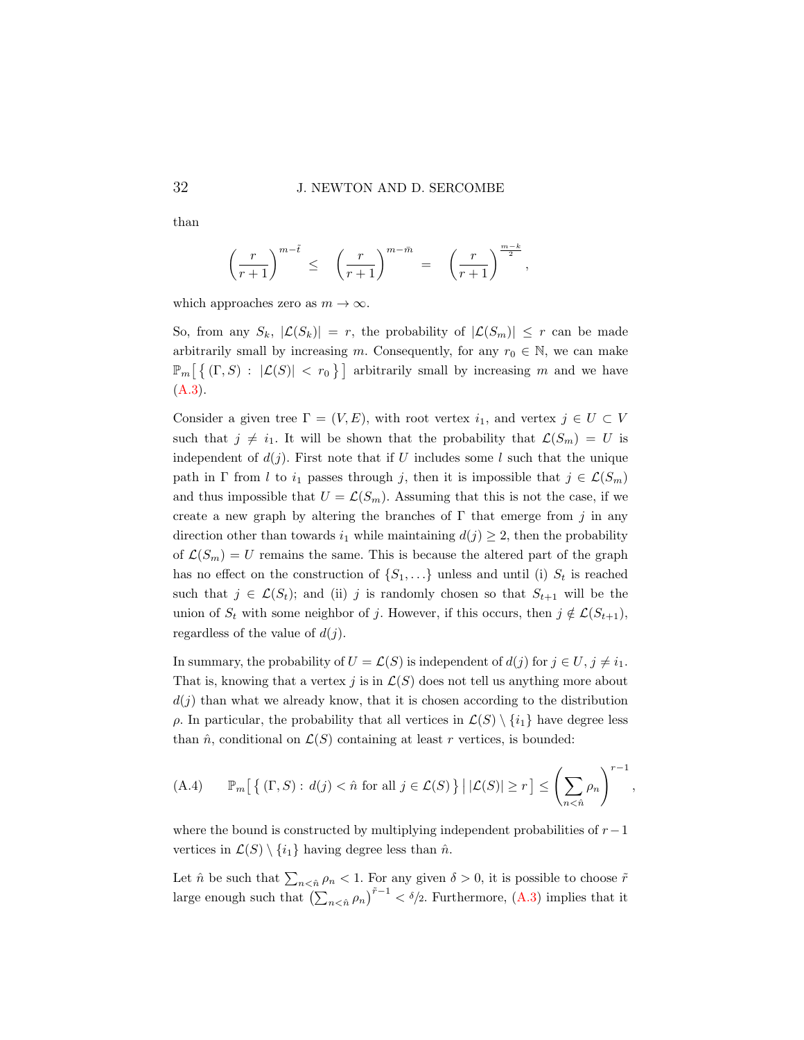than

$$\left(\frac{r}{r+1}\right)^{m-\tilde{t}} \leq \left(\frac{r}{r+1}\right)^{m-\bar{m}} = \left(\frac{r}{r+1}\right)^{\frac{m-k}{2}},$$

which approaches zero as $m \to \infty$.

So, from any $S_k$, $|\mathcal{L}(S_k)| = r$, the probability of $|\mathcal{L}(S_m)| \leq r$ can be made arbitrarily small by increasing $m$. Consequently, for any $r_0 \in \mathbb{N}$, we can make $\mathbb{P}_m\big[\,\{\,(\Gamma, S) \,:\, |\mathcal{L}(S)| < r_0\,\}\,\big]$ arbitrarily small by increasing $m$ and we have (A.3).

Consider a given tree $\Gamma = (V, E)$, with root vertex $i_1$, and vertex $j \in U \subset V$ such that $j \neq i_1$. It will be shown that the probability that $\mathcal{L}(S_m) = U$ is independent of $d(j)$. First note that if $U$ includes some $l$ such that the unique path in $\Gamma$ from $l$ to $i_1$ passes through $j$, then it is impossible that $j \in \mathcal{L}(S_m)$ and thus impossible that $U = \mathcal{L}(S_m)$. Assuming that this is not the case, if we create a new graph by altering the branches of $\Gamma$ that emerge from $j$ in any direction other than towards $i_1$ while maintaining $d(j) \geq 2$, then the probability of $\mathcal{L}(S_m) = U$ remains the same. This is because the altered part of the graph has no effect on the construction of $\{S_1, \ldots\}$ unless and until (i) $S_t$ is reached such that $j \in \mathcal{L}(S_t)$; and (ii) $j$ is randomly chosen so that $S_{t+1}$ will be the union of $S_t$ with some neighbor of $j$. However, if this occurs, then $j \notin \mathcal{L}(S_{t+1})$, regardless of the value of $d(j)$.

In summary, the probability of $U = \mathcal{L}(S)$ is independent of $d(j)$ for $j \in U$, $j \neq i_1$. That is, knowing that a vertex $j$ is in $\mathcal{L}(S)$ does not tell us anything more about $d(j)$ than what we already know, that it is chosen according to the distribution $\rho$. In particular, the probability that all vertices in $\mathcal{L}(S) \setminus \{i_1\}$ have degree less than $\hat{n}$, conditional on $\mathcal{L}(S)$ containing at least $r$ vertices, is bounded:

$$\text{(A.4)} \qquad \mathbb{P}_m\big[\,\{\,(\Gamma, S) : d(j) < \hat{n} \text{ for all } j \in \mathcal{L}(S)\,\}\,\big|\, |\mathcal{L}(S)| \geq r\,\big] \leq \left(\sum_{n<\hat{n}} \rho_n\right)^{r-1},$$

where the bound is constructed by multiplying independent probabilities of $r-1$ vertices in $\mathcal{L}(S) \setminus \{i_1\}$ having degree less than $\hat{n}$.

Let $\hat{n}$ be such that $\sum_{n<\hat{n}} \rho_n < 1$. For any given $\delta > 0$, it is possible to choose $\tilde{r}$ large enough such that $\left(\sum_{n<\hat{n}} \rho_n\right)^{\tilde{r}-1} < \delta/2$. Furthermore, (A.3) implies that it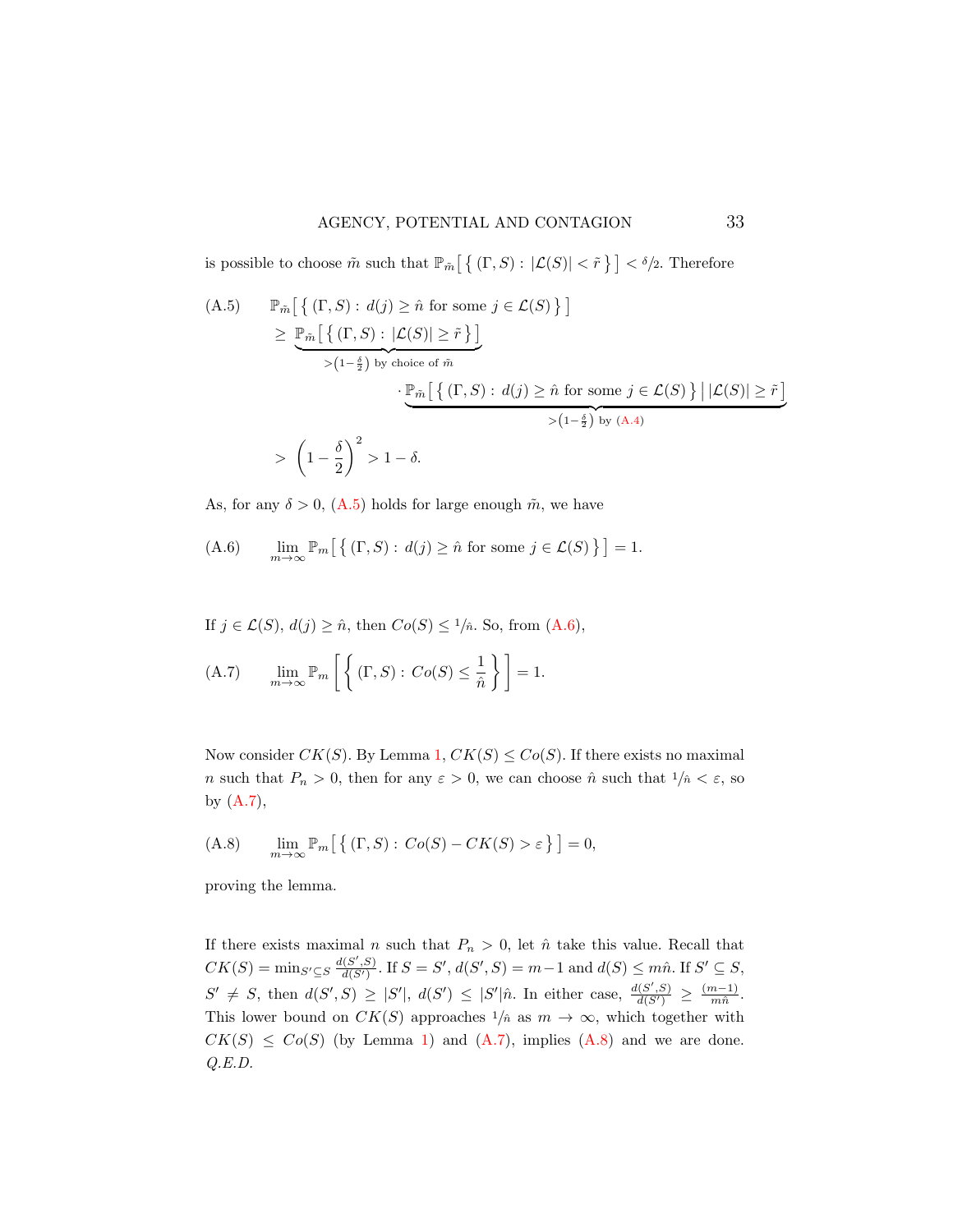is possible to choose $\tilde{m}$ such that $\mathbb{P}_{\tilde{m}}\big[\,\{\,(\Gamma,S):\,|\mathcal{L}(S)|<\tilde{r}\,\}\,\big]<\delta/2$. Therefore

$$
\begin{aligned}
\text{(A.5)}\qquad & \mathbb{P}_{\tilde{m}}\big[\,\{\,(\Gamma,S):\,d(j)\geq\hat{n}\text{ for some }j\in\mathcal{L}(S)\,\}\,\big] \\
& \geq \underbrace{\mathbb{P}_{\tilde{m}}\big[\,\{\,(\Gamma,S):\,|\mathcal{L}(S)|\geq\tilde{r}\,\}\,\big]}_{>\left(1-\frac{\delta}{2}\right)\text{ by choice of }\tilde{m}} \\
& \qquad\qquad \cdot\underbrace{\mathbb{P}_{\tilde{m}}\big[\,\{\,(\Gamma,S):\,d(j)\geq\hat{n}\text{ for some }j\in\mathcal{L}(S)\,\}\,\big|\,|\mathcal{L}(S)|\geq\tilde{r}\,\big]}_{>\left(1-\frac{\delta}{2}\right)\text{ by (A.4)}} \\
& > \left(1-\frac{\delta}{2}\right)^2 > 1-\delta.
\end{aligned}
$$

As, for any $\delta>0$, (A.5) holds for large enough $\tilde{m}$, we have

$$
\text{(A.6)}\qquad \lim_{m\to\infty}\mathbb{P}_m\big[\,\{\,(\Gamma,S):\,d(j)\geq\hat{n}\text{ for some }j\in\mathcal{L}(S)\,\}\,\big]=1.
$$

If $j\in\mathcal{L}(S)$, $d(j)\geq\hat{n}$, then $Co(S)\leq 1/\hat{n}$. So, from (A.6),

$$
\text{(A.7)}\qquad \lim_{m\to\infty}\mathbb{P}_m\left[\left\{\,(\Gamma,S):\,Co(S)\leq\frac{1}{\hat{n}}\,\right\}\right]=1.
$$

Now consider $CK(S)$. By Lemma 1, $CK(S)\leq Co(S)$. If there exists no maximal $n$ such that $P_n>0$, then for any $\varepsilon>0$, we can choose $\hat{n}$ such that $1/\hat{n}<\varepsilon$, so by (A.7),

$$
\text{(A.8)}\qquad \lim_{m\to\infty}\mathbb{P}_m\big[\,\{\,(\Gamma,S):\,Co(S)-CK(S)>\varepsilon\,\}\,\big]=0,
$$

proving the lemma.

If there exists maximal $n$ such that $P_n>0$, let $\hat{n}$ take this value. Recall that $CK(S)=\min_{S'\subseteq S}\frac{d(S',S)}{d(S')}$. If $S=S'$, $d(S',S)=m-1$ and $d(S)\leq m\hat{n}$. If $S'\subseteq S$, $S'\neq S$, then $d(S',S)\geq|S'|$, $d(S')\leq|S'|\hat{n}$. In either case, $\frac{d(S',S)}{d(S')}\geq\frac{(m-1)}{m\hat{n}}$. This lower bound on $CK(S)$ approaches $1/\hat{n}$ as $m\to\infty$, which together with $CK(S)\leq Co(S)$ (by Lemma 1) and (A.7), implies (A.8) and we are done. *Q.E.D.*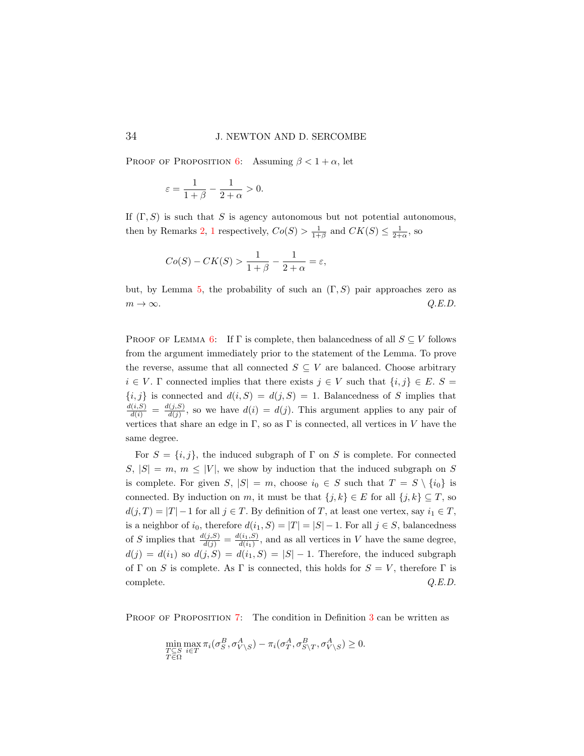Proof of Proposition 6: Assuming $\beta < 1 + \alpha$, let

$$\varepsilon = \frac{1}{1+\beta} - \frac{1}{2+\alpha} > 0.$$

If $(\Gamma, S)$ is such that $S$ is agency autonomous but not potential autonomous, then by Remarks 2, 1 respectively, $Co(S) > \frac{1}{1+\beta}$ and $CK(S) \leq \frac{1}{2+\alpha}$, so

$$Co(S) - CK(S) > \frac{1}{1+\beta} - \frac{1}{2+\alpha} = \varepsilon,$$

but, by Lemma 5, the probability of such an $(\Gamma, S)$ pair approaches zero as $m \to \infty$. *Q.E.D.*

Proof of Lemma 6: If $\Gamma$ is complete, then balancedness of all $S \subseteq V$ follows from the argument immediately prior to the statement of the Lemma. To prove the reverse, assume that all connected $S \subseteq V$ are balanced. Choose arbitrary $i \in V$. $\Gamma$ connected implies that there exists $j \in V$ such that $\{i, j\} \in E$. $S = \{i, j\}$ is connected and $d(i, S) = d(j, S) = 1$. Balancedness of $S$ implies that $\frac{d(i,S)}{d(i)} = \frac{d(j,S)}{d(j)}$, so we have $d(i) = d(j)$. This argument applies to any pair of vertices that share an edge in $\Gamma$, so as $\Gamma$ is connected, all vertices in $V$ have the same degree.

For $S = \{i, j\}$, the induced subgraph of $\Gamma$ on $S$ is complete. For connected $S$, $|S| = m$, $m \leq |V|$, we show by induction that the induced subgraph on $S$ is complete. For given $S$, $|S| = m$, choose $i_0 \in S$ such that $T = S \setminus \{i_0\}$ is connected. By induction on $m$, it must be that $\{j, k\} \in E$ for all $\{j, k\} \subseteq T$, so $d(j, T) = |T| - 1$ for all $j \in T$. By definition of $T$, at least one vertex, say $i_1 \in T$, is a neighbor of $i_0$, therefore $d(i_1, S) = |T| = |S| - 1$. For all $j \in S$, balancedness of $S$ implies that $\frac{d(j,S)}{d(j)} = \frac{d(i_1,S)}{d(i_1)}$, and as all vertices in $V$ have the same degree, $d(j) = d(i_1)$ so $d(j, S) = d(i_1, S) = |S| - 1$. Therefore, the induced subgraph of $\Gamma$ on $S$ is complete. As $\Gamma$ is connected, this holds for $S = V$, therefore $\Gamma$ is complete. *Q.E.D.*

Proof of Proposition 7: The condition in Definition 3 can be written as

$$\min_{\substack{T \subseteq S \\ T \in \Omega}} \max_{i \in T} \pi_i(\sigma^B_S, \sigma^A_{V \setminus S}) - \pi_i(\sigma^A_T, \sigma^B_{S \setminus T}, \sigma^A_{V \setminus S}) \geq 0.$$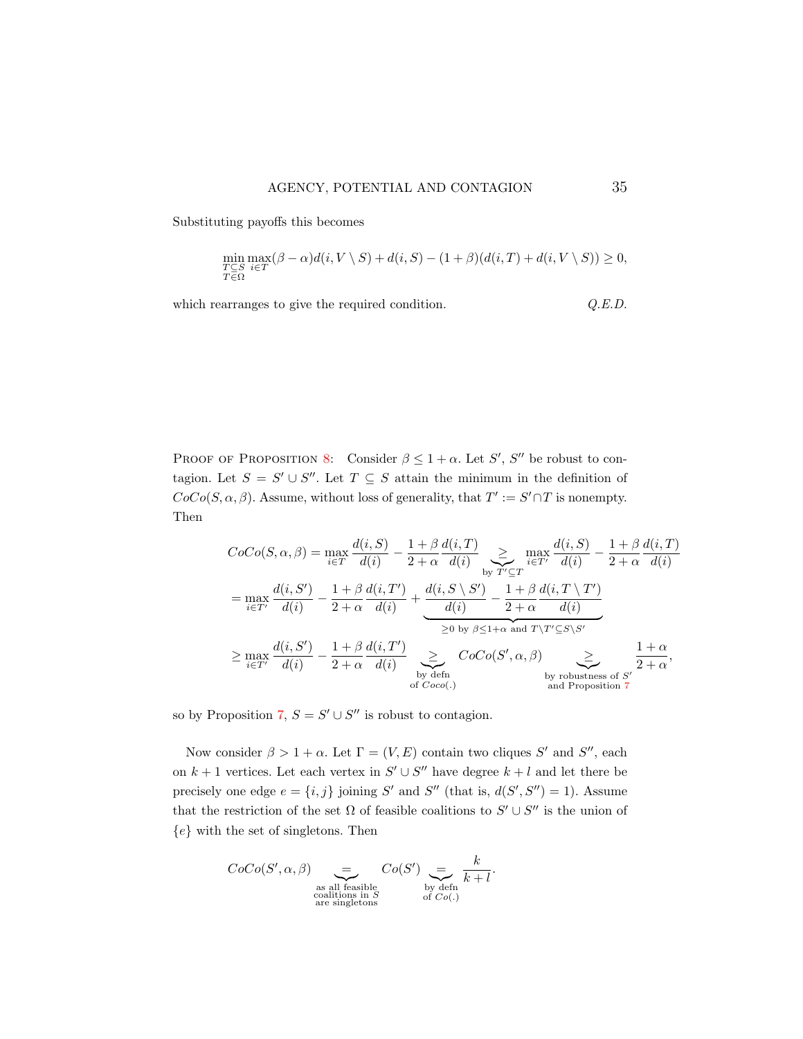Substituting payoffs this becomes

$$\min_{\substack{T\subseteq S\\ T\in\Omega}} \max_{i\in T} (\beta-\alpha)d(i,V\setminus S) + d(i,S) - (1+\beta)(d(i,T)+d(i,V\setminus S)) \geq 0,$$

which rearranges to give the required condition. *Q.E.D.*

Proof of Proposition 8: Consider $\beta \leq 1+\alpha$. Let $S'$, $S''$ be robust to contagion. Let $S = S' \cup S''$. Let $T \subseteq S$ attain the minimum in the definition of $CoCo(S,\alpha,\beta)$. Assume, without loss of generality, that $T' := S' \cap T$ is nonempty. Then

$$\begin{aligned}
CoCo(S,\alpha,\beta) &= \max_{i\in T} \frac{d(i,S)}{d(i)} - \frac{1+\beta}{2+\alpha}\frac{d(i,T)}{d(i)} \underbrace{\geq}_{\text{by } T'\subseteq T} \max_{i\in T'} \frac{d(i,S)}{d(i)} - \frac{1+\beta}{2+\alpha}\frac{d(i,T)}{d(i)} \\
&= \max_{i\in T'} \frac{d(i,S')}{d(i)} - \frac{1+\beta}{2+\alpha}\frac{d(i,T')}{d(i)} + \underbrace{\frac{d(i,S\setminus S')}{d(i)} - \frac{1+\beta}{2+\alpha}\frac{d(i,T\setminus T')}{d(i)}}_{\geq 0 \text{ by } \beta\leq 1+\alpha \text{ and } T\setminus T'\subseteq S\setminus S'} \\
&\geq \max_{i\in T'} \frac{d(i,S')}{d(i)} - \frac{1+\beta}{2+\alpha}\frac{d(i,T')}{d(i)} \underbrace{\geq}_{\substack{\text{by defn}\\ \text{of } Coco(.)}} CoCo(S',\alpha,\beta) \underbrace{\geq}_{\substack{\text{by robustness of } S'\\ \text{and Proposition 7}}} \frac{1+\alpha}{2+\alpha},
\end{aligned}$$

so by Proposition 7, $S = S' \cup S''$ is robust to contagion.

Now consider $\beta > 1+\alpha$. Let $\Gamma = (V,E)$ contain two cliques $S'$ and $S''$, each on $k+1$ vertices. Let each vertex in $S' \cup S''$ have degree $k+l$ and let there be precisely one edge $e = \{i,j\}$ joining $S'$ and $S''$ (that is, $d(S',S'') = 1$). Assume that the restriction of the set $\Omega$ of feasible coalitions to $S' \cup S''$ is the union of $\{e\}$ with the set of singletons. Then

$$CoCo(S',\alpha,\beta) \underbrace{=}_{\substack{\text{as all feasible}\\ \text{coalitions in } S\\ \text{are singletons}}} Co(S') \underbrace{=}_{\substack{\text{by defn}\\ \text{of } Co(.)}} \frac{k}{k+l}.$$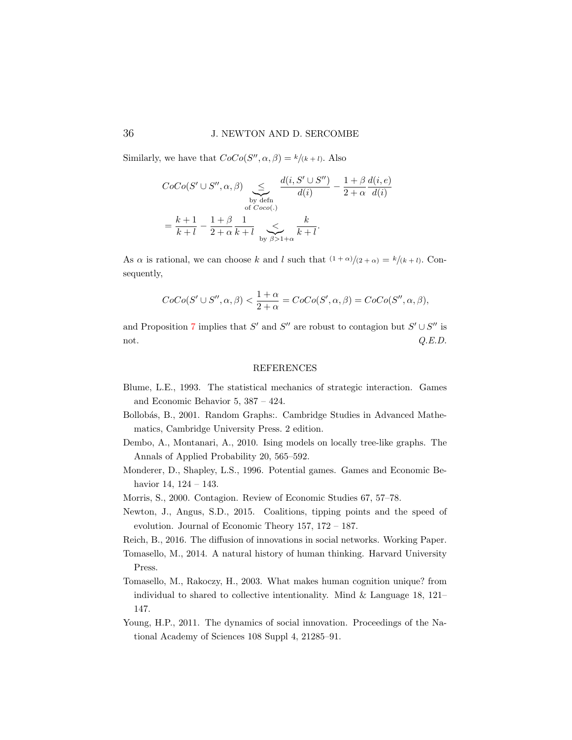Similarly, we have that $CoCo(S'', \alpha, \beta) = {}^{k}/_{(k+l)}$. Also

$$
\begin{aligned}
CoCo(S' \cup S'', \alpha, \beta) &\underbrace{\leq}_{\substack{\text{by defn} \\ \text{of } Coco(.)}} \frac{d(i, S' \cup S'')}{d(i)} - \frac{1+\beta}{2+\alpha}\frac{d(i,e)}{d(i)} \\
&= \frac{k+1}{k+l} - \frac{1+\beta}{2+\alpha}\frac{1}{k+l} \underbrace{<}_{\text{by } \beta > 1+\alpha} \frac{k}{k+l}.
\end{aligned}
$$

As $\alpha$ is rational, we can choose $k$ and $l$ such that ${}^{(1+\alpha)}/_{(2+\alpha)} = {}^{k}/_{(k+l)}$. Consequently,

$$
CoCo(S' \cup S'', \alpha, \beta) < \frac{1+\alpha}{2+\alpha} = CoCo(S', \alpha, \beta) = CoCo(S'', \alpha, \beta),
$$

and Proposition 7 implies that $S'$ and $S''$ are robust to contagion but $S' \cup S''$ is not. *Q.E.D.*

## REFERENCES

Blume, L.E., 1993. The statistical mechanics of strategic interaction. Games and Economic Behavior 5, 387 – 424.

Bollobás, B., 2001. Random Graphs:. Cambridge Studies in Advanced Mathematics, Cambridge University Press. 2 edition.

Dembo, A., Montanari, A., 2010. Ising models on locally tree-like graphs. The Annals of Applied Probability 20, 565–592.

Monderer, D., Shapley, L.S., 1996. Potential games. Games and Economic Behavior 14, 124 – 143.

Morris, S., 2000. Contagion. Review of Economic Studies 67, 57–78.

Newton, J., Angus, S.D., 2015. Coalitions, tipping points and the speed of evolution. Journal of Economic Theory 157, 172 – 187.

Reich, B., 2016. The diffusion of innovations in social networks. Working Paper.

Tomasello, M., 2014. A natural history of human thinking. Harvard University Press.

Tomasello, M., Rakoczy, H., 2003. What makes human cognition unique? from individual to shared to collective intentionality. Mind & Language 18, 121–147.

Young, H.P., 2011. The dynamics of social innovation. Proceedings of the National Academy of Sciences 108 Suppl 4, 21285–91.